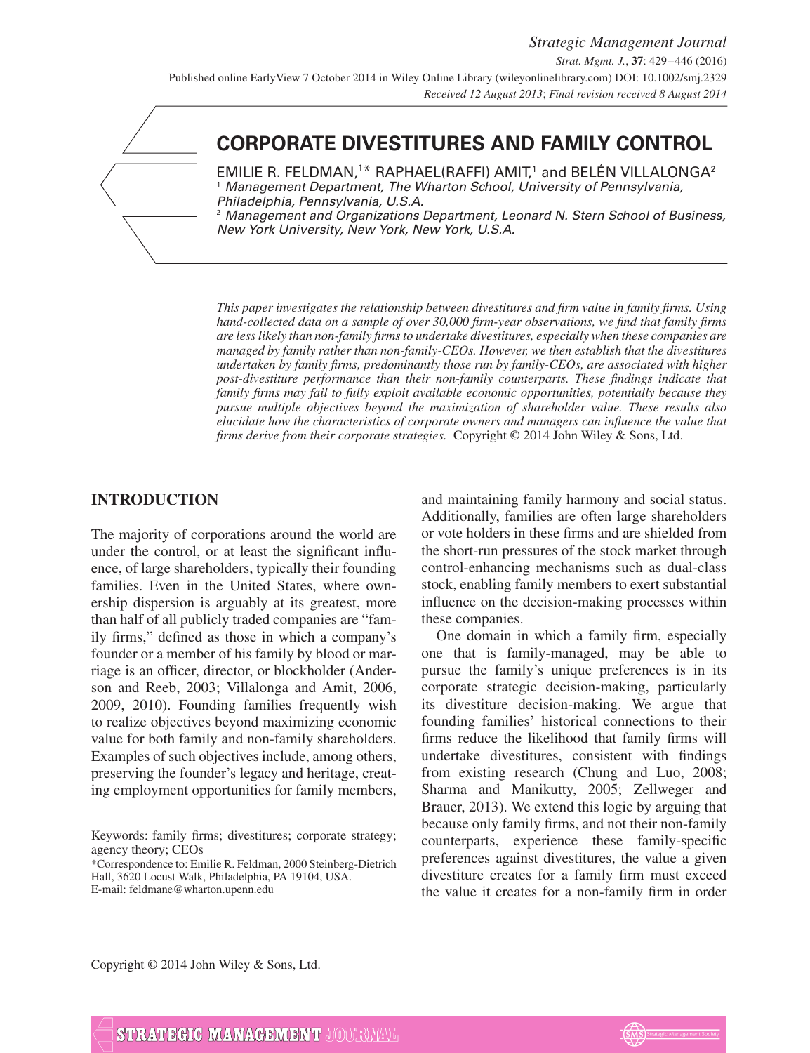# CORPORATE DIVESTITURES AND FAMILY CONTROL

EMILIE R. FELDMAN,[1]* RAPHAEL(RAFFI) AMIT,[1] and BELÉN VILLALONGA[2]

[1] *Management Department, The Wharton School, University of Pennsylvania, Philadelphia, Pennsylvania, U.S.A.*

[2] *Management and Organizations Department, Leonard N. Stern School of Business, New York University, New York, New York, U.S.A.*

*This paper investigates the relationship between divestitures and firm value in family firms. Using hand-collected data on a sample of over 30,000 firm-year observations, we find that family firms are less likely than non-family firms to undertake divestitures, especially when these companies are managed by family rather than non-family-CEOs. However, we then establish that the divestitures undertaken by family firms, predominantly those run by family-CEOs, are associated with higher post-divestiture performance than their non-family counterparts. These findings indicate that family firms may fail to fully exploit available economic opportunities, potentially because they pursue multiple objectives beyond the maximization of shareholder value. These results also elucidate how the characteristics of corporate owners and managers can influence the value that firms derive from their corporate strategies.* Copyright © 2014 John Wiley & Sons, Ltd.

## INTRODUCTION

The majority of corporations around the world are under the control, or at least the significant influence, of large shareholders, typically their founding families. Even in the United States, where ownership dispersion is arguably at its greatest, more than half of all publicly traded companies are "family firms," defined as those in which a company's founder or a member of his family by blood or marriage is an officer, director, or blockholder (Anderson and Reeb, 2003; Villalonga and Amit, 2006, 2009, 2010). Founding families frequently wish to realize objectives beyond maximizing economic value for both family and non-family shareholders. Examples of such objectives include, among others, preserving the founder's legacy and heritage, creating employment opportunities for family members, and maintaining family harmony and social status. Additionally, families are often large shareholders or vote holders in these firms and are shielded from the short-run pressures of the stock market through control-enhancing mechanisms such as dual-class stock, enabling family members to exert substantial influence on the decision-making processes within these companies.

One domain in which a family firm, especially one that is family-managed, may be able to pursue the family's unique preferences is in its corporate strategic decision-making, particularly its divestiture decision-making. We argue that founding families' historical connections to their firms reduce the likelihood that family firms will undertake divestitures, consistent with findings from existing research (Chung and Luo, 2008; Sharma and Manikutty, 2005; Zellweger and Brauer, 2013). We extend this logic by arguing that because only family firms, and not their non-family counterparts, experience these family-specific preferences against divestitures, the value a given divestiture creates for a family firm must exceed the value it creates for a non-family firm in order

---

Keywords: family firms; divestitures; corporate strategy; agency theory; CEOs

*Correspondence to: Emilie R. Feldman, 2000 Steinberg-Dietrich Hall, 3620 Locust Walk, Philadelphia, PA 19104, USA. E-mail: feldmane@wharton.upenn.edu

Copyright © 2014 John Wiley & Sons, Ltd.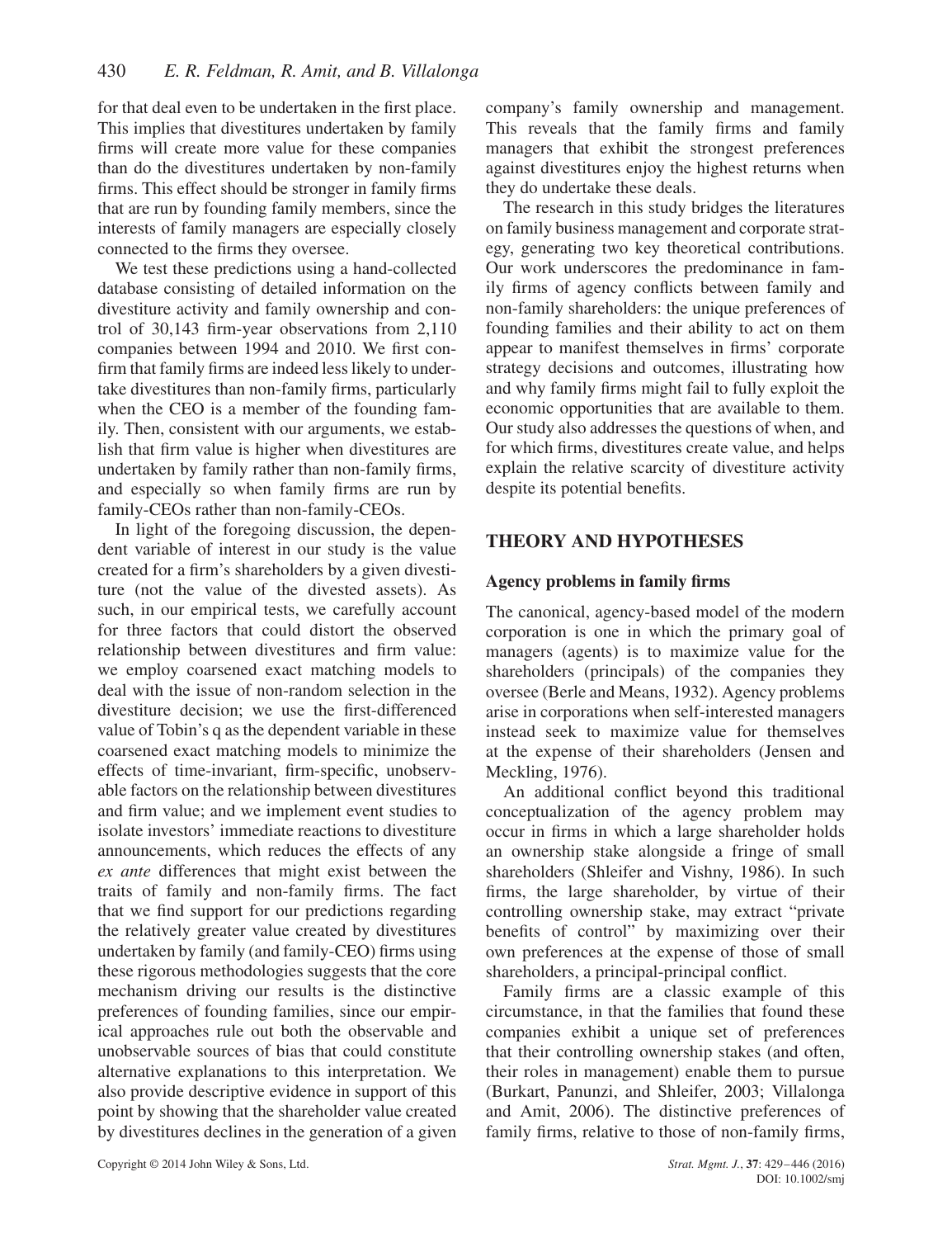for that deal even to be undertaken in the first place. This implies that divestitures undertaken by family firms will create more value for these companies than do the divestitures undertaken by non-family firms. This effect should be stronger in family firms that are run by founding family members, since the interests of family managers are especially closely connected to the firms they oversee.

We test these predictions using a hand-collected database consisting of detailed information on the divestiture activity and family ownership and control of 30,143 firm-year observations from 2,110 companies between 1994 and 2010. We first confirm that family firms are indeed less likely to undertake divestitures than non-family firms, particularly when the CEO is a member of the founding family. Then, consistent with our arguments, we establish that firm value is higher when divestitures are undertaken by family rather than non-family firms, and especially so when family firms are run by family-CEOs rather than non-family-CEOs.

In light of the foregoing discussion, the dependent variable of interest in our study is the value created for a firm's shareholders by a given divestiture (not the value of the divested assets). As such, in our empirical tests, we carefully account for three factors that could distort the observed relationship between divestitures and firm value: we employ coarsened exact matching models to deal with the issue of non-random selection in the divestiture decision; we use the first-differenced value of Tobin's q as the dependent variable in these coarsened exact matching models to minimize the effects of time-invariant, firm-specific, unobservable factors on the relationship between divestitures and firm value; and we implement event studies to isolate investors' immediate reactions to divestiture announcements, which reduces the effects of any *ex ante* differences that might exist between the traits of family and non-family firms. The fact that we find support for our predictions regarding the relatively greater value created by divestitures undertaken by family (and family-CEO) firms using these rigorous methodologies suggests that the core mechanism driving our results is the distinctive preferences of founding families, since our empirical approaches rule out both the observable and unobservable sources of bias that could constitute alternative explanations to this interpretation. We also provide descriptive evidence in support of this point by showing that the shareholder value created by divestitures declines in the generation of a given company's family ownership and management. This reveals that the family firms and family managers that exhibit the strongest preferences against divestitures enjoy the highest returns when they do undertake these deals.

The research in this study bridges the literatures on family business management and corporate strategy, generating two key theoretical contributions. Our work underscores the predominance in family firms of agency conflicts between family and non-family shareholders: the unique preferences of founding families and their ability to act on them appear to manifest themselves in firms' corporate strategy decisions and outcomes, illustrating how and why family firms might fail to fully exploit the economic opportunities that are available to them. Our study also addresses the questions of when, and for which firms, divestitures create value, and helps explain the relative scarcity of divestiture activity despite its potential benefits.

## THEORY AND HYPOTHESES

### Agency problems in family firms

The canonical, agency-based model of the modern corporation is one in which the primary goal of managers (agents) is to maximize value for the shareholders (principals) of the companies they oversee (Berle and Means, 1932). Agency problems arise in corporations when self-interested managers instead seek to maximize value for themselves at the expense of their shareholders (Jensen and Meckling, 1976).

An additional conflict beyond this traditional conceptualization of the agency problem may occur in firms in which a large shareholder holds an ownership stake alongside a fringe of small shareholders (Shleifer and Vishny, 1986). In such firms, the large shareholder, by virtue of their controlling ownership stake, may extract "private benefits of control" by maximizing over their own preferences at the expense of those of small shareholders, a principal-principal conflict.

Family firms are a classic example of this circumstance, in that the families that found these companies exhibit a unique set of preferences that their controlling ownership stakes (and often, their roles in management) enable them to pursue (Burkart, Panunzi, and Shleifer, 2003; Villalonga and Amit, 2006). The distinctive preferences of family firms, relative to those of non-family firms,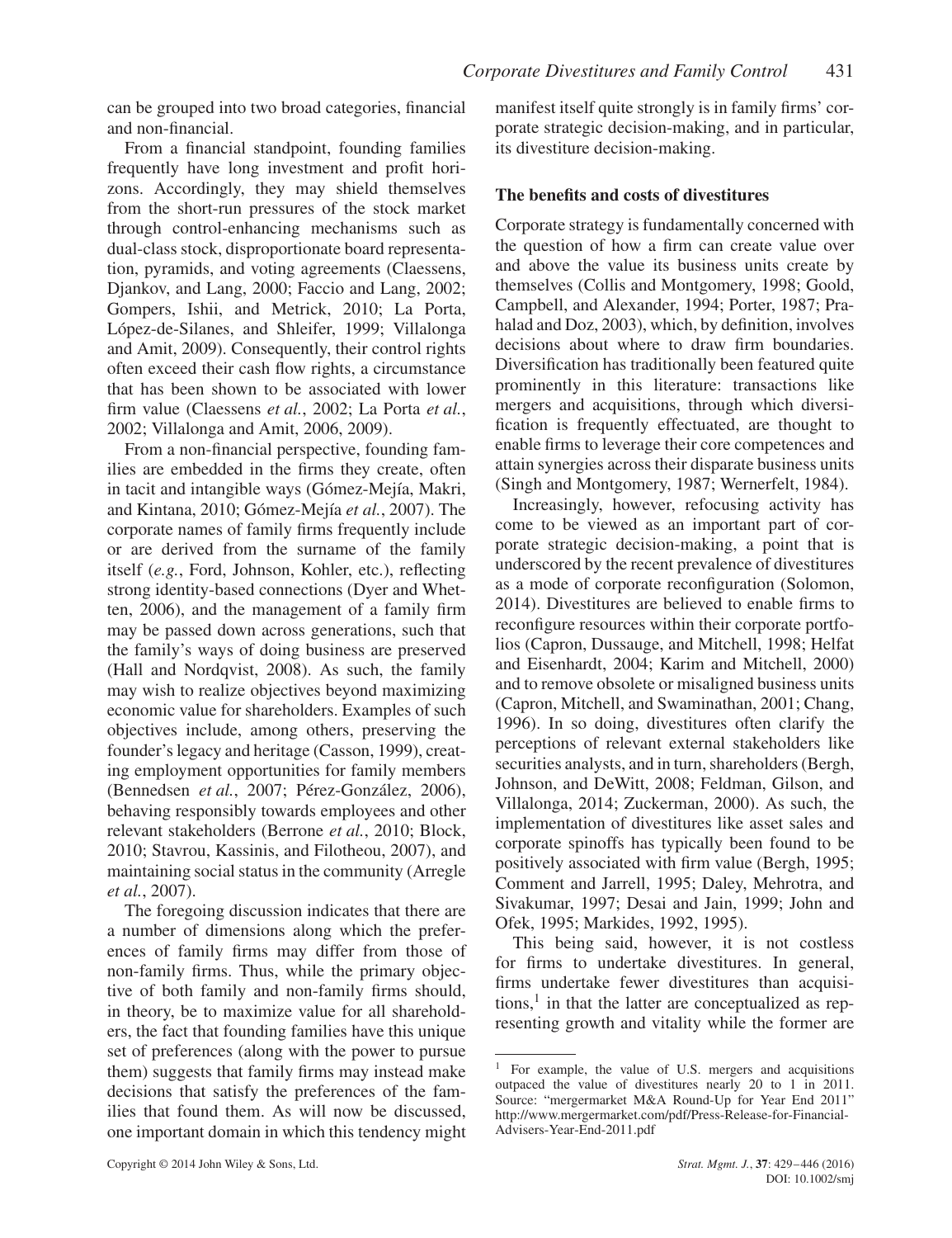can be grouped into two broad categories, financial and non-financial.

From a financial standpoint, founding families frequently have long investment and profit horizons. Accordingly, they may shield themselves from the short-run pressures of the stock market through control-enhancing mechanisms such as dual-class stock, disproportionate board representation, pyramids, and voting agreements (Claessens, Djankov, and Lang, 2000; Faccio and Lang, 2002; Gompers, Ishii, and Metrick, 2010; La Porta, López-de-Silanes, and Shleifer, 1999; Villalonga and Amit, 2009). Consequently, their control rights often exceed their cash flow rights, a circumstance that has been shown to be associated with lower firm value (Claessens *et al.*, 2002; La Porta *et al.*, 2002; Villalonga and Amit, 2006, 2009).

From a non-financial perspective, founding families are embedded in the firms they create, often in tacit and intangible ways (Gómez-Mejía, Makri, and Kintana, 2010; Gómez-Mejía *et al.*, 2007). The corporate names of family firms frequently include or are derived from the surname of the family itself (*e.g.*, Ford, Johnson, Kohler, etc.), reflecting strong identity-based connections (Dyer and Whetten, 2006), and the management of a family firm may be passed down across generations, such that the family's ways of doing business are preserved (Hall and Nordqvist, 2008). As such, the family may wish to realize objectives beyond maximizing economic value for shareholders. Examples of such objectives include, among others, preserving the founder's legacy and heritage (Casson, 1999), creating employment opportunities for family members (Bennedsen *et al.*, 2007; Pérez-González, 2006), behaving responsibly towards employees and other relevant stakeholders (Berrone *et al.*, 2010; Block, 2010; Stavrou, Kassinis, and Filotheou, 2007), and maintaining social status in the community (Arregle *et al.*, 2007).

The foregoing discussion indicates that there are a number of dimensions along which the preferences of family firms may differ from those of non-family firms. Thus, while the primary objective of both family and non-family firms should, in theory, be to maximize value for all shareholders, the fact that founding families have this unique set of preferences (along with the power to pursue them) suggests that family firms may instead make decisions that satisfy the preferences of the families that found them. As will now be discussed, one important domain in which this tendency might manifest itself quite strongly is in family firms' corporate strategic decision-making, and in particular, its divestiture decision-making.

### The benefits and costs of divestitures

Corporate strategy is fundamentally concerned with the question of how a firm can create value over and above the value its business units create by themselves (Collis and Montgomery, 1998; Goold, Campbell, and Alexander, 1994; Porter, 1987; Prahalad and Doz, 2003), which, by definition, involves decisions about where to draw firm boundaries. Diversification has traditionally been featured quite prominently in this literature: transactions like mergers and acquisitions, through which diversification is frequently effectuated, are thought to enable firms to leverage their core competences and attain synergies across their disparate business units (Singh and Montgomery, 1987; Wernerfelt, 1984).

Increasingly, however, refocusing activity has come to be viewed as an important part of corporate strategic decision-making, a point that is underscored by the recent prevalence of divestitures as a mode of corporate reconfiguration (Solomon, 2014). Divestitures are believed to enable firms to reconfigure resources within their corporate portfolios (Capron, Dussauge, and Mitchell, 1998; Helfat and Eisenhardt, 2004; Karim and Mitchell, 2000) and to remove obsolete or misaligned business units (Capron, Mitchell, and Swaminathan, 2001; Chang, 1996). In so doing, divestitures often clarify the perceptions of relevant external stakeholders like securities analysts, and in turn, shareholders (Bergh, Johnson, and DeWitt, 2008; Feldman, Gilson, and Villalonga, 2014; Zuckerman, 2000). As such, the implementation of divestitures like asset sales and corporate spinoffs has typically been found to be positively associated with firm value (Bergh, 1995; Comment and Jarrell, 1995; Daley, Mehrotra, and Sivakumar, 1997; Desai and Jain, 1999; John and Ofek, 1995; Markides, 1992, 1995).

This being said, however, it is not costless for firms to undertake divestitures. In general, firms undertake fewer divestitures than acquisitions,[1] in that the latter are conceptualized as representing growth and vitality while the former are

[1] For example, the value of U.S. mergers and acquisitions outpaced the value of divestitures nearly 20 to 1 in 2011. Source: "mergermarket M&A Round-Up for Year End 2011" http://www.mergermarket.com/pdf/Press-Release-for-Financial-Advisers-Year-End-2011.pdf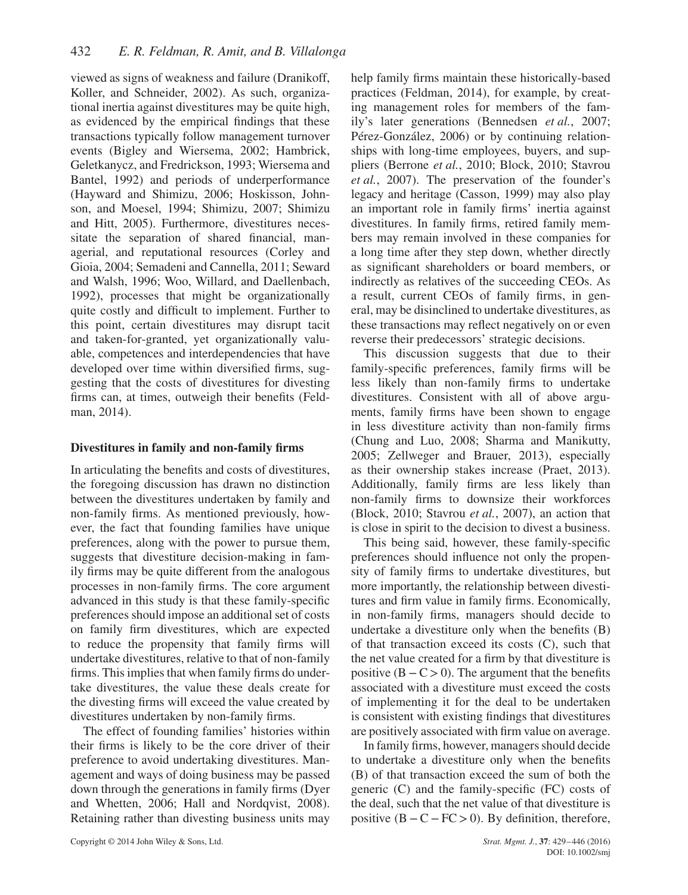viewed as signs of weakness and failure (Dranikoff, Koller, and Schneider, 2002). As such, organizational inertia against divestitures may be quite high, as evidenced by the empirical findings that these transactions typically follow management turnover events (Bigley and Wiersema, 2002; Hambrick, Geletkanycz, and Fredrickson, 1993; Wiersema and Bantel, 1992) and periods of underperformance (Hayward and Shimizu, 2006; Hoskisson, Johnson, and Moesel, 1994; Shimizu, 2007; Shimizu and Hitt, 2005). Furthermore, divestitures necessitate the separation of shared financial, managerial, and reputational resources (Corley and Gioia, 2004; Semadeni and Cannella, 2011; Seward and Walsh, 1996; Woo, Willard, and Daellenbach, 1992), processes that might be organizationally quite costly and difficult to implement. Further to this point, certain divestitures may disrupt tacit and taken-for-granted, yet organizationally valuable, competences and interdependencies that have developed over time within diversified firms, suggesting that the costs of divestitures for divesting firms can, at times, outweigh their benefits (Feldman, 2014).

## Divestitures in family and non-family firms

In articulating the benefits and costs of divestitures, the foregoing discussion has drawn no distinction between the divestitures undertaken by family and non-family firms. As mentioned previously, however, the fact that founding families have unique preferences, along with the power to pursue them, suggests that divestiture decision-making in family firms may be quite different from the analogous processes in non-family firms. The core argument advanced in this study is that these family-specific preferences should impose an additional set of costs on family firm divestitures, which are expected to reduce the propensity that family firms will undertake divestitures, relative to that of non-family firms. This implies that when family firms do undertake divestitures, the value these deals create for the divesting firms will exceed the value created by divestitures undertaken by non-family firms.

The effect of founding families' histories within their firms is likely to be the core driver of their preference to avoid undertaking divestitures. Management and ways of doing business may be passed down through the generations in family firms (Dyer and Whetten, 2006; Hall and Nordqvist, 2008). Retaining rather than divesting business units may help family firms maintain these historically-based practices (Feldman, 2014), for example, by creating management roles for members of the family's later generations (Bennedsen *et al.*, 2007; Pérez-González, 2006) or by continuing relationships with long-time employees, buyers, and suppliers (Berrone *et al.*, 2010; Block, 2010; Stavrou *et al.*, 2007). The preservation of the founder's legacy and heritage (Casson, 1999) may also play an important role in family firms' inertia against divestitures. In family firms, retired family members may remain involved in these companies for a long time after they step down, whether directly as significant shareholders or board members, or indirectly as relatives of the succeeding CEOs. As a result, current CEOs of family firms, in general, may be disinclined to undertake divestitures, as these transactions may reflect negatively on or even reverse their predecessors' strategic decisions.

This discussion suggests that due to their family-specific preferences, family firms will be less likely than non-family firms to undertake divestitures. Consistent with all of above arguments, family firms have been shown to engage in less divestiture activity than non-family firms (Chung and Luo, 2008; Sharma and Manikutty, 2005; Zellweger and Brauer, 2013), especially as their ownership stakes increase (Praet, 2013). Additionally, family firms are less likely than non-family firms to downsize their workforces (Block, 2010; Stavrou *et al.*, 2007), an action that is close in spirit to the decision to divest a business.

This being said, however, these family-specific preferences should influence not only the propensity of family firms to undertake divestitures, but more importantly, the relationship between divestitures and firm value in family firms. Economically, in non-family firms, managers should decide to undertake a divestiture only when the benefits (B) of that transaction exceed its costs (C), such that the net value created for a firm by that divestiture is positive ($B - C > 0$). The argument that the benefits associated with a divestiture must exceed the costs of implementing it for the deal to be undertaken is consistent with existing findings that divestitures are positively associated with firm value on average.

In family firms, however, managers should decide to undertake a divestiture only when the benefits (B) of that transaction exceed the sum of both the generic (C) and the family-specific (FC) costs of the deal, such that the net value of that divestiture is positive ($B - C - FC > 0$). By definition, therefore,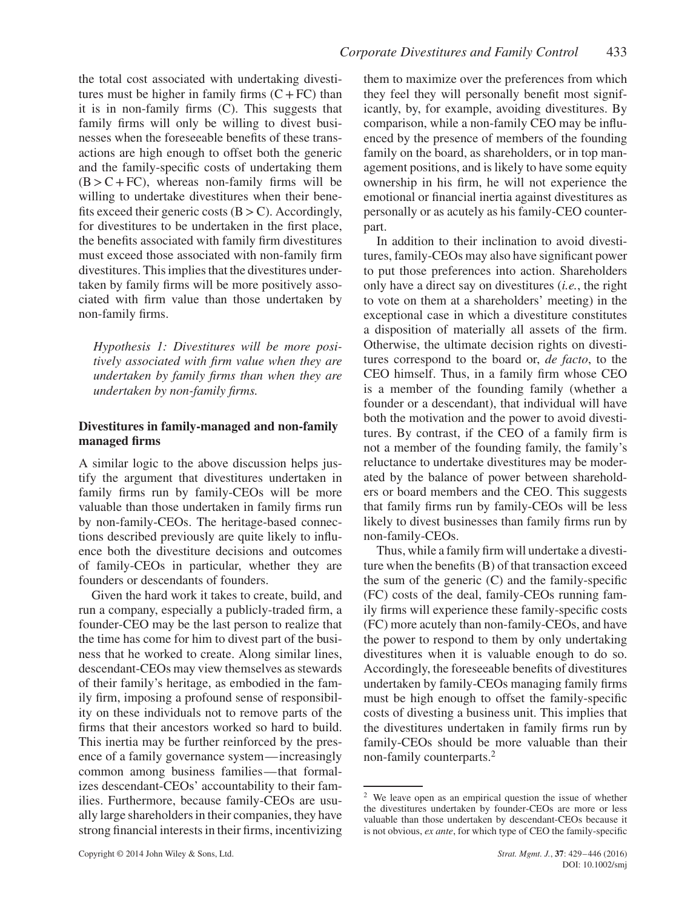the total cost associated with undertaking divestitures must be higher in family firms (C + FC) than it is in non-family firms (C). This suggests that family firms will only be willing to divest businesses when the foreseeable benefits of these transactions are high enough to offset both the generic and the family-specific costs of undertaking them (B > C + FC), whereas non-family firms will be willing to undertake divestitures when their benefits exceed their generic costs (B > C). Accordingly, for divestitures to be undertaken in the first place, the benefits associated with family firm divestitures must exceed those associated with non-family firm divestitures. This implies that the divestitures undertaken by family firms will be more positively associated with firm value than those undertaken by non-family firms.

*Hypothesis 1: Divestitures will be more positively associated with firm value when they are undertaken by family firms than when they are undertaken by non-family firms.*

## Divestitures in family-managed and non-family managed firms

A similar logic to the above discussion helps justify the argument that divestitures undertaken in family firms run by family-CEOs will be more valuable than those undertaken in family firms run by non-family-CEOs. The heritage-based connections described previously are quite likely to influence both the divestiture decisions and outcomes of family-CEOs in particular, whether they are founders or descendants of founders.

Given the hard work it takes to create, build, and run a company, especially a publicly-traded firm, a founder-CEO may be the last person to realize that the time has come for him to divest part of the business that he worked to create. Along similar lines, descendant-CEOs may view themselves as stewards of their family's heritage, as embodied in the family firm, imposing a profound sense of responsibility on these individuals not to remove parts of the firms that their ancestors worked so hard to build. This inertia may be further reinforced by the presence of a family governance system—increasingly common among business families—that formalizes descendant-CEOs' accountability to their families. Furthermore, because family-CEOs are usually large shareholders in their companies, they have strong financial interests in their firms, incentivizing them to maximize over the preferences from which they feel they will personally benefit most significantly, by, for example, avoiding divestitures. By comparison, while a non-family CEO may be influenced by the presence of members of the founding family on the board, as shareholders, or in top management positions, and is likely to have some equity ownership in his firm, he will not experience the emotional or financial inertia against divestitures as personally or as acutely as his family-CEO counterpart.

In addition to their inclination to avoid divestitures, family-CEOs may also have significant power to put those preferences into action. Shareholders only have a direct say on divestitures (*i.e.*, the right to vote on them at a shareholders' meeting) in the exceptional case in which a divestiture constitutes a disposition of materially all assets of the firm. Otherwise, the ultimate decision rights on divestitures correspond to the board or, *de facto*, to the CEO himself. Thus, in a family firm whose CEO is a member of the founding family (whether a founder or a descendant), that individual will have both the motivation and the power to avoid divestitures. By contrast, if the CEO of a family firm is not a member of the founding family, the family's reluctance to undertake divestitures may be moderated by the balance of power between shareholders or board members and the CEO. This suggests that family firms run by family-CEOs will be less likely to divest businesses than family firms run by non-family-CEOs.

Thus, while a family firm will undertake a divestiture when the benefits (B) of that transaction exceed the sum of the generic (C) and the family-specific (FC) costs of the deal, family-CEOs running family firms will experience these family-specific costs (FC) more acutely than non-family-CEOs, and have the power to respond to them by only undertaking divestitures when it is valuable enough to do so. Accordingly, the foreseeable benefits of divestitures undertaken by family-CEOs managing family firms must be high enough to offset the family-specific costs of divesting a business unit. This implies that the divestitures undertaken in family firms run by family-CEOs should be more valuable than their non-family counterparts.[2]

[2] We leave open as an empirical question the issue of whether the divestitures undertaken by founder-CEOs are more or less valuable than those undertaken by descendant-CEOs because it is not obvious, *ex ante*, for which type of CEO the family-specific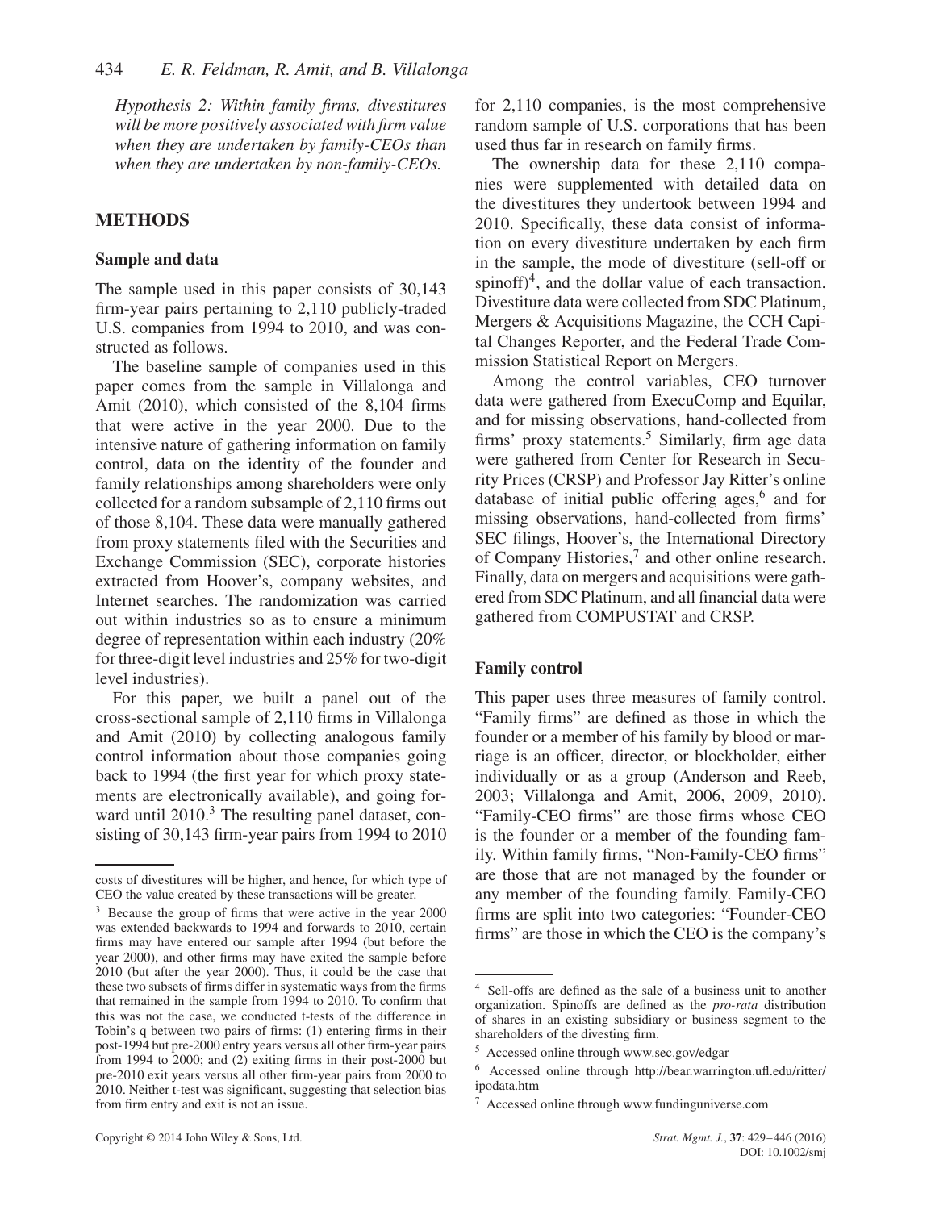*Hypothesis 2: Within family firms, divestitures will be more positively associated with firm value when they are undertaken by family-CEOs than when they are undertaken by non-family-CEOs.*

## METHODS

### Sample and data

The sample used in this paper consists of 30,143 firm-year pairs pertaining to 2,110 publicly-traded U.S. companies from 1994 to 2010, and was constructed as follows.

The baseline sample of companies used in this paper comes from the sample in Villalonga and Amit (2010), which consisted of the 8,104 firms that were active in the year 2000. Due to the intensive nature of gathering information on family control, data on the identity of the founder and family relationships among shareholders were only collected for a random subsample of 2,110 firms out of those 8,104. These data were manually gathered from proxy statements filed with the Securities and Exchange Commission (SEC), corporate histories extracted from Hoover's, company websites, and Internet searches. The randomization was carried out within industries so as to ensure a minimum degree of representation within each industry (20% for three-digit level industries and 25% for two-digit level industries).

For this paper, we built a panel out of the cross-sectional sample of 2,110 firms in Villalonga and Amit (2010) by collecting analogous family control information about those companies going back to 1994 (the first year for which proxy statements are electronically available), and going forward until 2010.[3] The resulting panel dataset, consisting of 30,143 firm-year pairs from 1994 to 2010 for 2,110 companies, is the most comprehensive random sample of U.S. corporations that has been used thus far in research on family firms.

The ownership data for these 2,110 companies were supplemented with detailed data on the divestitures they undertook between 1994 and 2010. Specifically, these data consist of information on every divestiture undertaken by each firm in the sample, the mode of divestiture (sell-off or spinoff)[4], and the dollar value of each transaction. Divestiture data were collected from SDC Platinum, Mergers & Acquisitions Magazine, the CCH Capital Changes Reporter, and the Federal Trade Commission Statistical Report on Mergers.

Among the control variables, CEO turnover data were gathered from ExecuComp and Equilar, and for missing observations, hand-collected from firms' proxy statements.[5] Similarly, firm age data were gathered from Center for Research in Security Prices (CRSP) and Professor Jay Ritter's online database of initial public offering ages,[6] and for missing observations, hand-collected from firms' SEC filings, Hoover's, the International Directory of Company Histories,[7] and other online research. Finally, data on mergers and acquisitions were gathered from SDC Platinum, and all financial data were gathered from COMPUSTAT and CRSP.

### Family control

This paper uses three measures of family control. "Family firms" are defined as those in which the founder or a member of his family by blood or marriage is an officer, director, or blockholder, either individually or as a group (Anderson and Reeb, 2003; Villalonga and Amit, 2006, 2009, 2010). "Family-CEO firms" are those firms whose CEO is the founder or a member of the founding family. Within family firms, "Non-Family-CEO firms" are those that are not managed by the founder or any member of the founding family. Family-CEO firms are split into two categories: "Founder-CEO firms" are those in which the CEO is the company's

---

costs of divestitures will be higher, and hence, for which type of CEO the value created by these transactions will be greater.

[3] Because the group of firms that were active in the year 2000 was extended backwards to 1994 and forwards to 2010, certain firms may have entered our sample after 1994 (but before the year 2000), and other firms may have exited the sample before 2010 (but after the year 2000). Thus, it could be the case that these two subsets of firms differ in systematic ways from the firms that remained in the sample from 1994 to 2010. To confirm that this was not the case, we conducted t-tests of the difference in Tobin's q between two pairs of firms: (1) entering firms in their post-1994 but pre-2000 entry years versus all other firm-year pairs from 1994 to 2000; and (2) exiting firms in their post-2000 but pre-2010 exit years versus all other firm-year pairs from 2000 to 2010. Neither t-test was significant, suggesting that selection bias from firm entry and exit is not an issue.

[4] Sell-offs are defined as the sale of a business unit to another organization. Spinoffs are defined as the *pro-rata* distribution of shares in an existing subsidiary or business segment to the shareholders of the divesting firm.

[5] Accessed online through www.sec.gov/edgar

[6] Accessed online through http://bear.warrington.ufl.edu/ritter/ipodata.htm

[7] Accessed online through www.fundinguniverse.com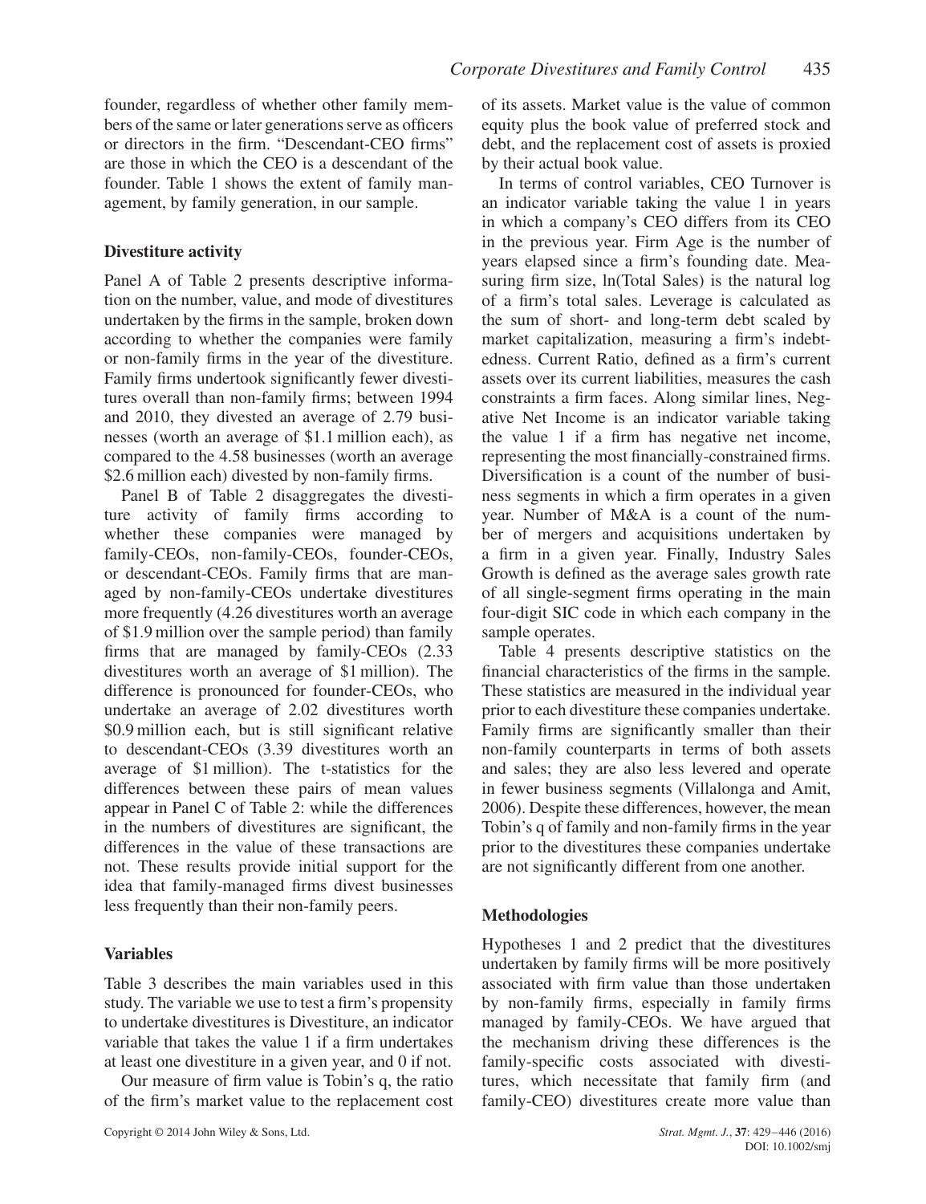founder, regardless of whether other family members of the same or later generations serve as officers or directors in the firm. "Descendant-CEO firms" are those in which the CEO is a descendant of the founder. Table 1 shows the extent of family management, by family generation, in our sample.

### Divestiture activity

Panel A of Table 2 presents descriptive information on the number, value, and mode of divestitures undertaken by the firms in the sample, broken down according to whether the companies were family or non-family firms in the year of the divestiture. Family firms undertook significantly fewer divestitures overall than non-family firms; between 1994 and 2010, they divested an average of 2.79 businesses (worth an average of $1.1 million each), as compared to the 4.58 businesses (worth an average $2.6 million each) divested by non-family firms.

Panel B of Table 2 disaggregates the divestiture activity of family firms according to whether these companies were managed by family-CEOs, non-family-CEOs, founder-CEOs, or descendant-CEOs. Family firms that are managed by non-family-CEOs undertake divestitures more frequently (4.26 divestitures worth an average of $1.9 million over the sample period) than family firms that are managed by family-CEOs (2.33 divestitures worth an average of $1 million). The difference is pronounced for founder-CEOs, who undertake an average of 2.02 divestitures worth $0.9 million each, but is still significant relative to descendant-CEOs (3.39 divestitures worth an average of $1 million). The t-statistics for the differences between these pairs of mean values appear in Panel C of Table 2: while the differences in the numbers of divestitures are significant, the differences in the value of these transactions are not. These results provide initial support for the idea that family-managed firms divest businesses less frequently than their non-family peers.

### Variables

Table 3 describes the main variables used in this study. The variable we use to test a firm's propensity to undertake divestitures is Divestiture, an indicator variable that takes the value 1 if a firm undertakes at least one divestiture in a given year, and 0 if not.

Our measure of firm value is Tobin's q, the ratio of the firm's market value to the replacement cost of its assets. Market value is the value of common equity plus the book value of preferred stock and debt, and the replacement cost of assets is proxied by their actual book value.

In terms of control variables, CEO Turnover is an indicator variable taking the value 1 in years in which a company's CEO differs from its CEO in the previous year. Firm Age is the number of years elapsed since a firm's founding date. Measuring firm size, ln(Total Sales) is the natural log of a firm's total sales. Leverage is calculated as the sum of short- and long-term debt scaled by market capitalization, measuring a firm's indebtedness. Current Ratio, defined as a firm's current assets over its current liabilities, measures the cash constraints a firm faces. Along similar lines, Negative Net Income is an indicator variable taking the value 1 if a firm has negative net income, representing the most financially-constrained firms. Diversification is a count of the number of business segments in which a firm operates in a given year. Number of M&A is a count of the number of mergers and acquisitions undertaken by a firm in a given year. Finally, Industry Sales Growth is defined as the average sales growth rate of all single-segment firms operating in the main four-digit SIC code in which each company in the sample operates.

Table 4 presents descriptive statistics on the financial characteristics of the firms in the sample. These statistics are measured in the individual year prior to each divestiture these companies undertake. Family firms are significantly smaller than their non-family counterparts in terms of both assets and sales; they are also less levered and operate in fewer business segments (Villalonga and Amit, 2006). Despite these differences, however, the mean Tobin's q of family and non-family firms in the year prior to the divestitures these companies undertake are not significantly different from one another.

### Methodologies

Hypotheses 1 and 2 predict that the divestitures undertaken by family firms will be more positively associated with firm value than those undertaken by non-family firms, especially in family firms managed by family-CEOs. We have argued that the mechanism driving these differences is the family-specific costs associated with divestitures, which necessitate that family firm (and family-CEO) divestitures create more value than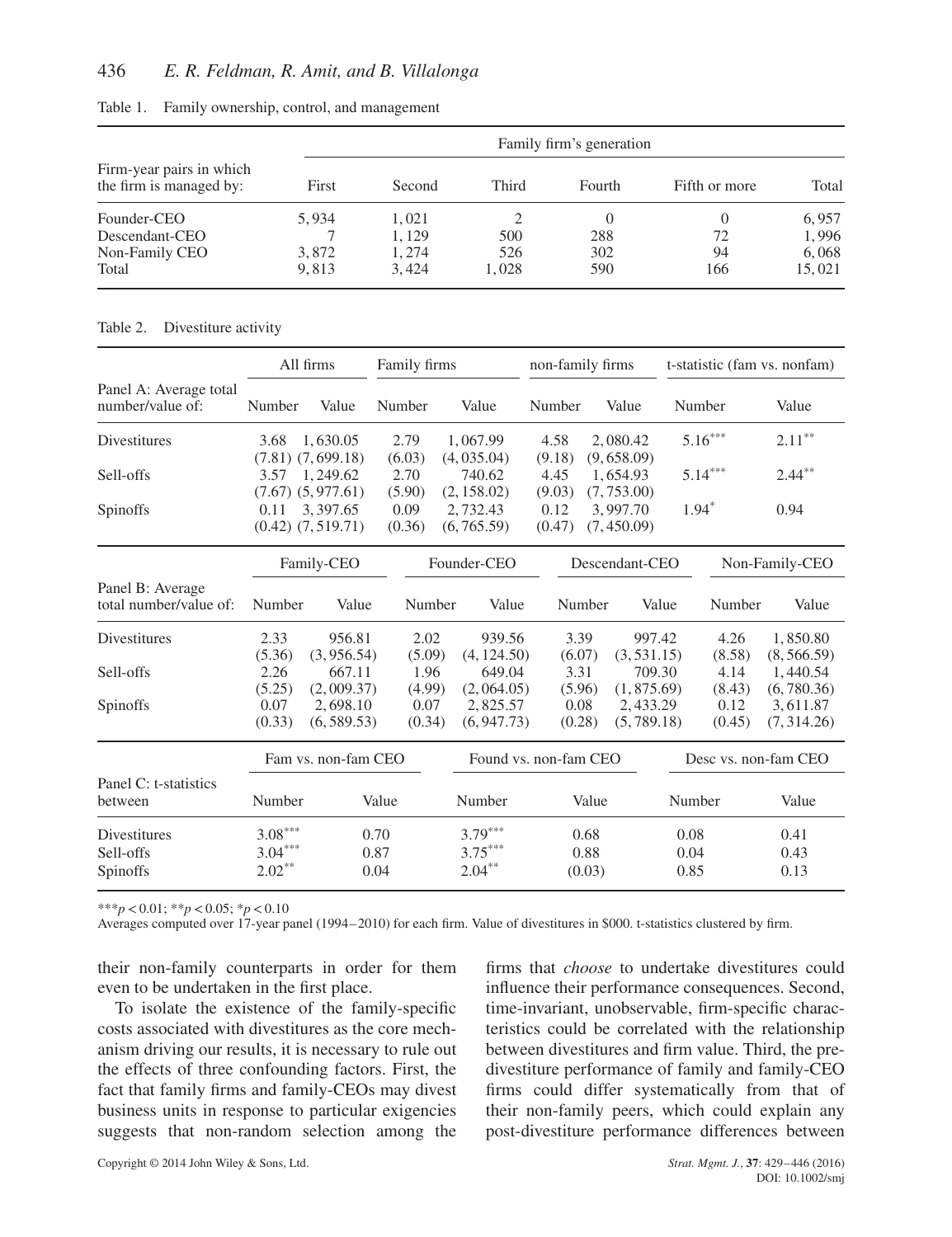Table 1. Family ownership, control, and management

| Firm-year pairs in which the firm is managed by: | Family firm's generation | | | | | |
|---|---|---|---|---|---|---|
| | First | Second | Third | Fourth | Fifth or more | Total |
| Founder-CEO | 5,934 | 1,021 | 2 | 0 | 0 | 6,957 |
| Descendant-CEO | 7 | 1,129 | 500 | 288 | 72 | 1,996 |
| Non-Family CEO | 3,872 | 1,274 | 526 | 302 | 94 | 6,068 |
| Total | 9,813 | 3,424 | 1,028 | 590 | 166 | 15,021 |

Table 2. Divestiture activity

| | All firms | | Family firms | | non-family firms | | t-statistic (fam vs. nonfam) | |
|---|---|---|---|---|---|---|---|---|
| Panel A: Average total number/value of: | Number | Value | Number | Value | Number | Value | Number | Value |
| Divestitures | 3.68 | 1,630.05 | 2.79 | 1,067.99 | 4.58 | 2,080.42 | 5.16*** | 2.11** |
| | (7.81) | (7,699.18) | (6.03) | (4,035.04) | (9.18) | (9,658.09) | | |
| Sell-offs | 3.57 | 1,249.62 | 2.70 | 740.62 | 4.45 | 1,654.93 | 5.14*** | 2.44** |
| | (7.67) | (5,977.61) | (5.90) | (2,158.02) | (9.03) | (7,753.00) | | |
| Spinoffs | 0.11 | 3,397.65 | 0.09 | 2,732.43 | 0.12 | 3,997.70 | 1.94* | 0.94 |
| | (0.42) | (7,519.71) | (0.36) | (6,765.59) | (0.47) | (7,450.09) | | |

| | Family-CEO | | Founder-CEO | | Descendant-CEO | | Non-Family-CEO | |
|---|---|---|---|---|---|---|---|---|
| Panel B: Average total number/value of: | Number | Value | Number | Value | Number | Value | Number | Value |
| Divestitures | 2.33 | 956.81 | 2.02 | 939.56 | 3.39 | 997.42 | 4.26 | 1,850.80 |
| | (5.36) | (3,956.54) | (5.09) | (4,124.50) | (6.07) | (3,531.15) | (8.58) | (8,566.59) |
| Sell-offs | 2.26 | 667.11 | 1.96 | 649.04 | 3.31 | 709.30 | 4.14 | 1,440.54 |
| | (5.25) | (2,009.37) | (4.99) | (2,064.05) | (5.96) | (1,875.69) | (8.43) | (6,780.36) |
| Spinoffs | 0.07 | 2,698.10 | 0.07 | 2,825.57 | 0.08 | 2,433.29 | 0.12 | 3,611.87 |
| | (0.33) | (6,589.53) | (0.34) | (6,947.73) | (0.28) | (5,789.18) | (0.45) | (7,314.26) |

| | Fam vs. non-fam CEO | | Found vs. non-fam CEO | | Desc vs. non-fam CEO | |
|---|---|---|---|---|---|---|
| Panel C: t-statistics between | Number | Value | Number | Value | Number | Value |
| Divestitures | 3.08*** | 0.70 | 3.79*** | 0.68 | 0.08 | 0.41 |
| Sell-offs | 3.04*** | 0.87 | 3.75*** | 0.88 | 0.04 | 0.43 |
| Spinoffs | 2.02** | 0.04 | 2.04** | (0.03) | 0.85 | 0.13 |

***$p < 0.01$; **$p < 0.05$; *$p < 0.10$
Averages computed over 17-year panel (1994–2010) for each firm. Value of divestitures in $000. t-statistics clustered by firm.

their non-family counterparts in order for them even to be undertaken in the first place.

To isolate the existence of the family-specific costs associated with divestitures as the core mechanism driving our results, it is necessary to rule out the effects of three confounding factors. First, the fact that family firms and family-CEOs may divest business units in response to particular exigencies suggests that non-random selection among the firms that *choose* to undertake divestitures could influence their performance consequences. Second, time-invariant, unobservable, firm-specific characteristics could be correlated with the relationship between divestitures and firm value. Third, the pre-divestiture performance of family and family-CEO firms could differ systematically from that of their non-family peers, which could explain any post-divestiture performance differences between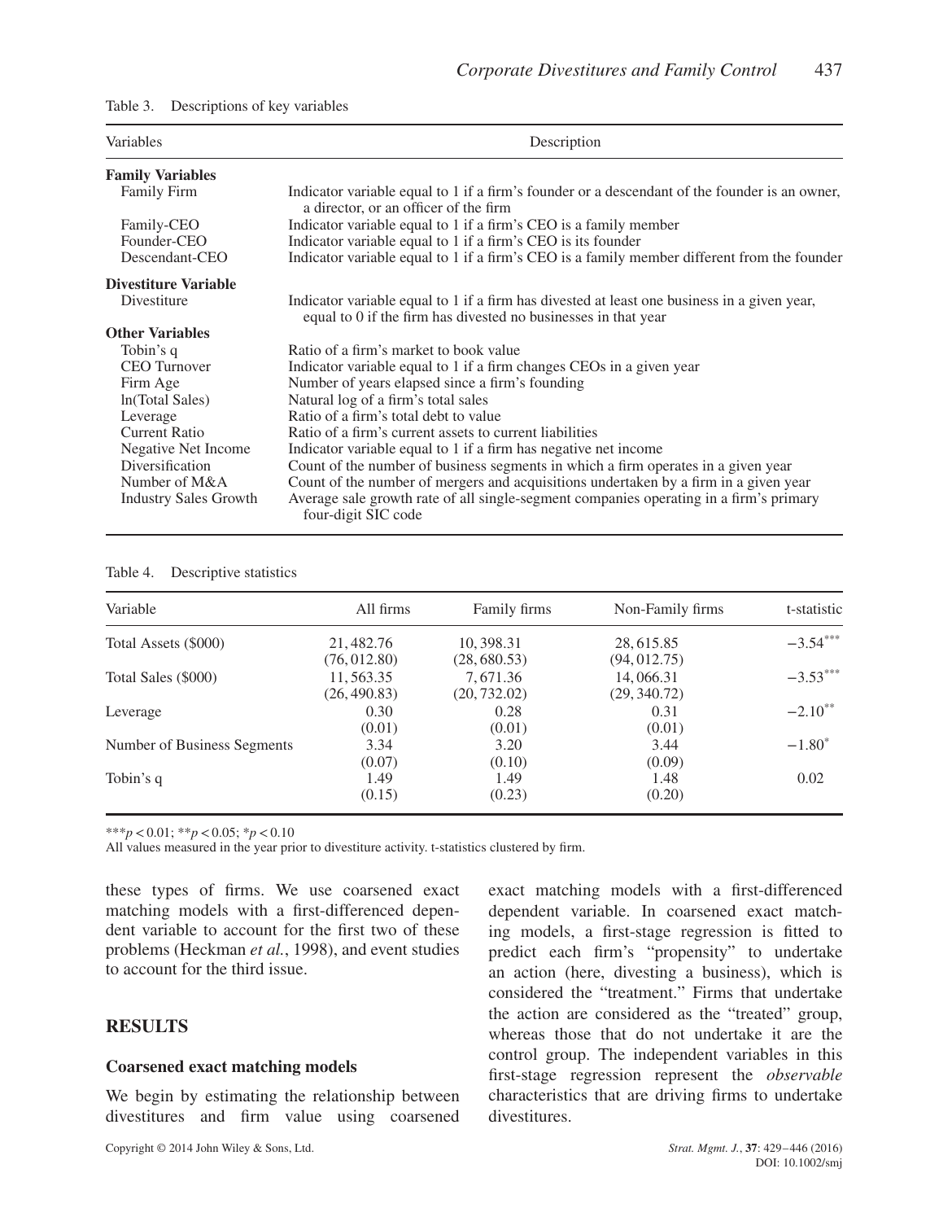Table 3. Descriptions of key variables

| Variables | Description |
|---|---|
| **Family Variables** | |
| Family Firm | Indicator variable equal to 1 if a firm's founder or a descendant of the founder is an owner, a director, or an officer of the firm |
| Family-CEO | Indicator variable equal to 1 if a firm's CEO is a family member |
| Founder-CEO | Indicator variable equal to 1 if a firm's CEO is its founder |
| Descendant-CEO | Indicator variable equal to 1 if a firm's CEO is a family member different from the founder |
| **Divestiture Variable** | |
| Divestiture | Indicator variable equal to 1 if a firm has divested at least one business in a given year, equal to 0 if the firm has divested no businesses in that year |
| **Other Variables** | |
| Tobin's q | Ratio of a firm's market to book value |
| CEO Turnover | Indicator variable equal to 1 if a firm changes CEOs in a given year |
| Firm Age | Number of years elapsed since a firm's founding |
| ln(Total Sales) | Natural log of a firm's total sales |
| Leverage | Ratio of a firm's total debt to value |
| Current Ratio | Ratio of a firm's current assets to current liabilities |
| Negative Net Income | Indicator variable equal to 1 if a firm has negative net income |
| Diversification | Count of the number of business segments in which a firm operates in a given year |
| Number of M&A | Count of the number of mergers and acquisitions undertaken by a firm in a given year |
| Industry Sales Growth | Average sale growth rate of all single-segment companies operating in a firm's primary four-digit SIC code |

Table 4. Descriptive statistics

| Variable | All firms | Family firms | Non-Family firms | t-statistic |
|---|---|---|---|---|
| Total Assets ($000) | 21,482.76 | 10,398.31 | 28,615.85 | $-3.54^{***}$ |
| | (76,012.80) | (28,680.53) | (94,012.75) | |
| Total Sales ($000) | 11,563.35 | 7,671.36 | 14,066.31 | $-3.53^{***}$ |
| | (26,490.83) | (20,732.02) | (29,340.72) | |
| Leverage | 0.30 | 0.28 | 0.31 | $-2.10^{**}$ |
| | (0.01) | (0.01) | (0.01) | |
| Number of Business Segments | 3.34 | 3.20 | 3.44 | $-1.80^{*}$ |
| | (0.07) | (0.10) | (0.09) | |
| Tobin's q | 1.49 | 1.49 | 1.48 | 0.02 |
| | (0.15) | (0.23) | (0.20) | |

***$p < 0.01$; **$p < 0.05$; *$p < 0.10$

All values measured in the year prior to divestiture activity. t-statistics clustered by firm.

these types of firms. We use coarsened exact matching models with a first-differenced dependent variable to account for the first two of these problems (Heckman *et al.*, 1998), and event studies to account for the third issue.

## RESULTS

### Coarsened exact matching models

We begin by estimating the relationship between divestitures and firm value using coarsened exact matching models with a first-differenced dependent variable. In coarsened exact matching models, a first-stage regression is fitted to predict each firm's "propensity" to undertake an action (here, divesting a business), which is considered the "treatment." Firms that undertake the action are considered as the "treated" group, whereas those that do not undertake it are the control group. The independent variables in this first-stage regression represent the *observable* characteristics that are driving firms to undertake divestitures.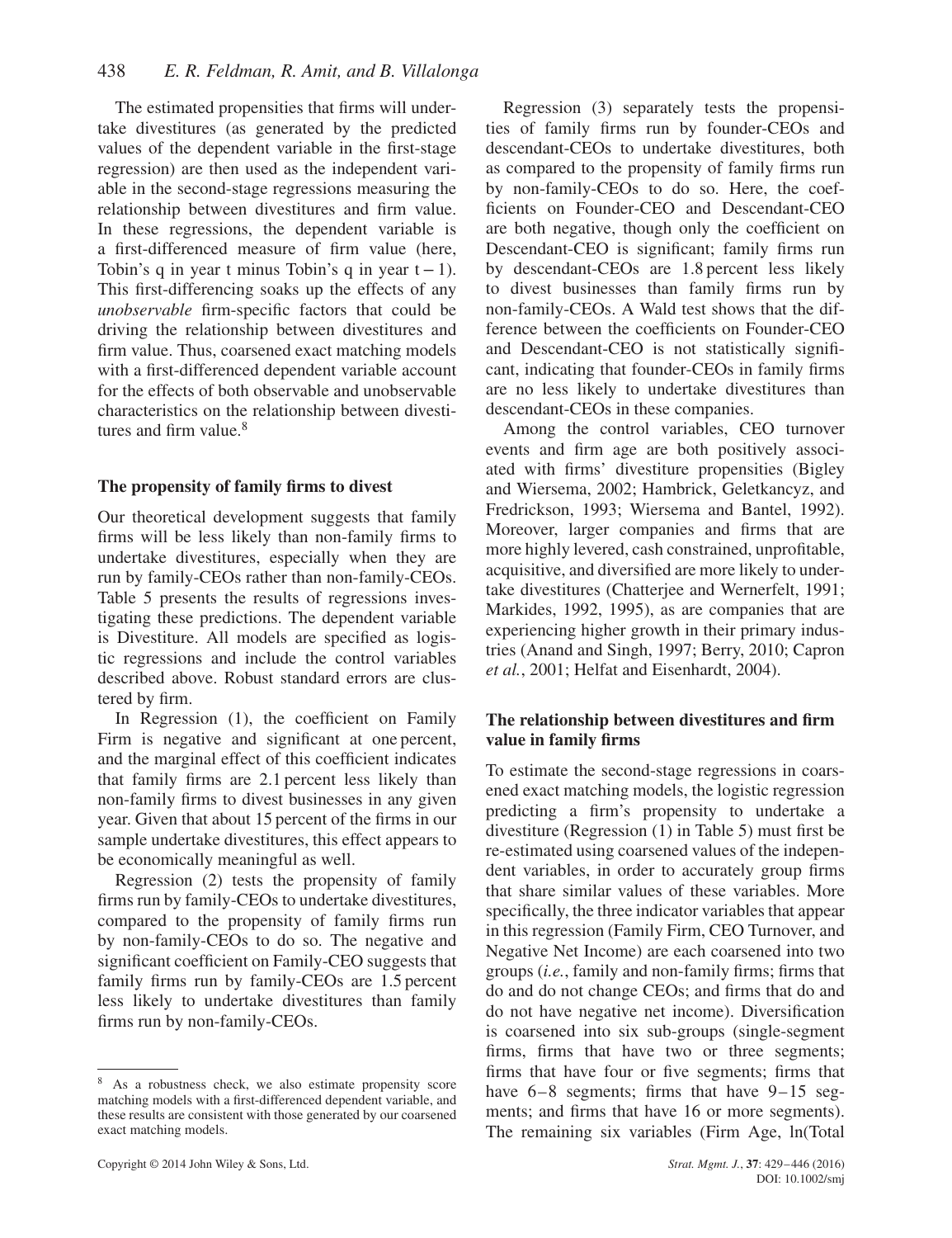The estimated propensities that firms will undertake divestitures (as generated by the predicted values of the dependent variable in the first-stage regression) are then used as the independent variable in the second-stage regressions measuring the relationship between divestitures and firm value. In these regressions, the dependent variable is a first-differenced measure of firm value (here, Tobin's q in year t minus Tobin's q in year t − 1). This first-differencing soaks up the effects of any *unobservable* firm-specific factors that could be driving the relationship between divestitures and firm value. Thus, coarsened exact matching models with a first-differenced dependent variable account for the effects of both observable and unobservable characteristics on the relationship between divestitures and firm value.[8]

### The propensity of family firms to divest

Our theoretical development suggests that family firms will be less likely than non-family firms to undertake divestitures, especially when they are run by family-CEOs rather than non-family-CEOs. Table 5 presents the results of regressions investigating these predictions. The dependent variable is Divestiture. All models are specified as logistic regressions and include the control variables described above. Robust standard errors are clustered by firm.

In Regression (1), the coefficient on Family Firm is negative and significant at one percent, and the marginal effect of this coefficient indicates that family firms are 2.1 percent less likely than non-family firms to divest businesses in any given year. Given that about 15 percent of the firms in our sample undertake divestitures, this effect appears to be economically meaningful as well.

Regression (2) tests the propensity of family firms run by family-CEOs to undertake divestitures, compared to the propensity of family firms run by non-family-CEOs to do so. The negative and significant coefficient on Family-CEO suggests that family firms run by family-CEOs are 1.5 percent less likely to undertake divestitures than family firms run by non-family-CEOs.

Regression (3) separately tests the propensities of family firms run by founder-CEOs and descendant-CEOs to undertake divestitures, both as compared to the propensity of family firms run by non-family-CEOs to do so. Here, the coefficients on Founder-CEO and Descendant-CEO are both negative, though only the coefficient on Descendant-CEO is significant; family firms run by descendant-CEOs are 1.8 percent less likely to divest businesses than family firms run by non-family-CEOs. A Wald test shows that the difference between the coefficients on Founder-CEO and Descendant-CEO is not statistically significant, indicating that founder-CEOs in family firms are no less likely to undertake divestitures than descendant-CEOs in these companies.

Among the control variables, CEO turnover events and firm age are both positively associated with firms' divestiture propensities (Bigley and Wiersema, 2002; Hambrick, Geletkancyz, and Fredrickson, 1993; Wiersema and Bantel, 1992). Moreover, larger companies and firms that are more highly levered, cash constrained, unprofitable, acquisitive, and diversified are more likely to undertake divestitures (Chatterjee and Wernerfelt, 1991; Markides, 1992, 1995), as are companies that are experiencing higher growth in their primary industries (Anand and Singh, 1997; Berry, 2010; Capron *et al.*, 2001; Helfat and Eisenhardt, 2004).

### The relationship between divestitures and firm value in family firms

To estimate the second-stage regressions in coarsened exact matching models, the logistic regression predicting a firm's propensity to undertake a divestiture (Regression (1) in Table 5) must first be re-estimated using coarsened values of the independent variables, in order to accurately group firms that share similar values of these variables. More specifically, the three indicator variables that appear in this regression (Family Firm, CEO Turnover, and Negative Net Income) are each coarsened into two groups (*i.e.*, family and non-family firms; firms that do and do not change CEOs; and firms that do and do not have negative net income). Diversification is coarsened into six sub-groups (single-segment firms, firms that have two or three segments; firms that have four or five segments; firms that have 6–8 segments; firms that have 9–15 segments; and firms that have 16 or more segments). The remaining six variables (Firm Age, ln(Total

[8] As a robustness check, we also estimate propensity score matching models with a first-differenced dependent variable, and these results are consistent with those generated by our coarsened exact matching models.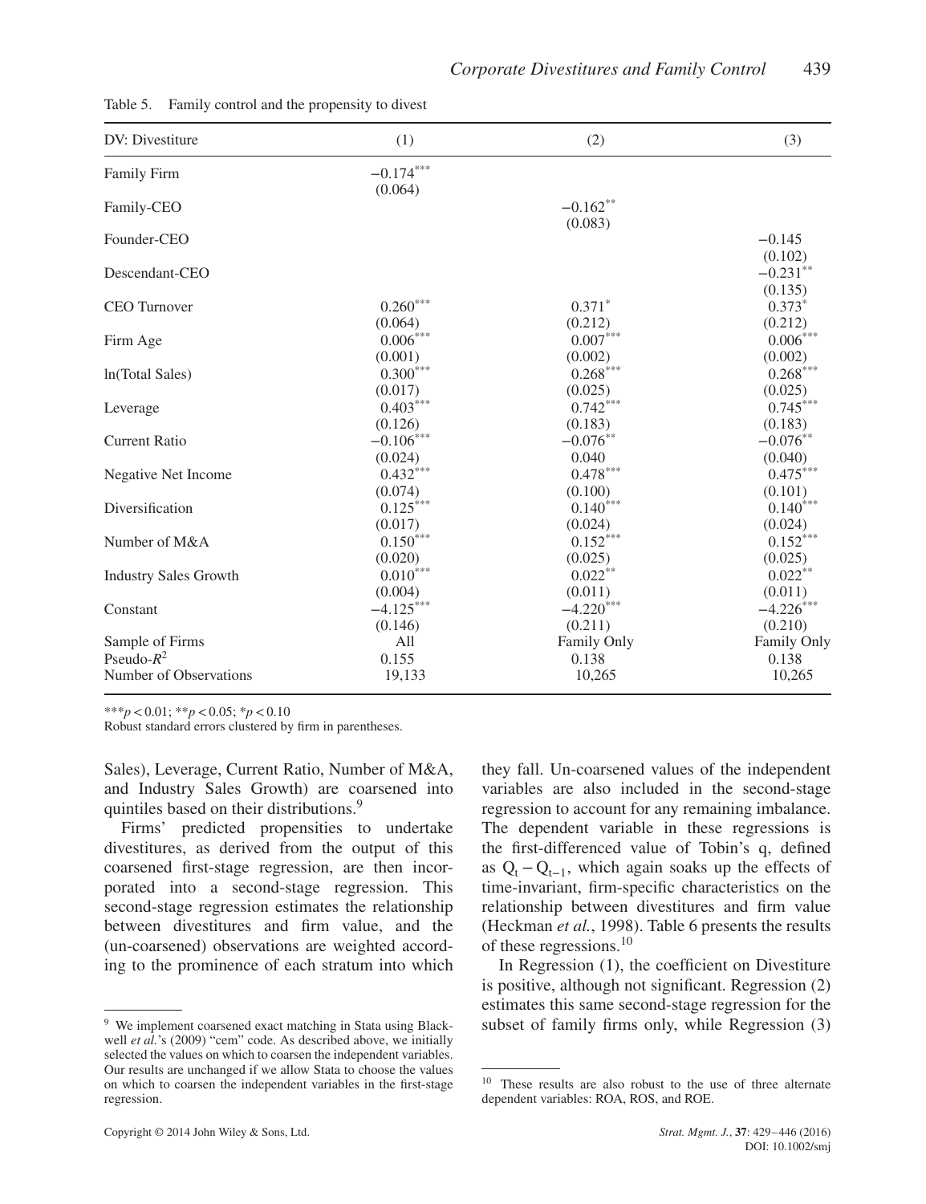Table 5. Family control and the propensity to divest

| DV: Divestiture | (1) | (2) | (3) |
|---|---|---|---|
| Family Firm | −0.174*** | | |
| | (0.064) | | |
| Family-CEO | | −0.162** | |
| | | (0.083) | |
| Founder-CEO | | | −0.145 |
| | | | (0.102) |
| Descendant-CEO | | | −0.231** |
| | | | (0.135) |
| CEO Turnover | 0.260*** | 0.371* | 0.373* |
| | (0.064) | (0.212) | (0.212) |
| Firm Age | 0.006*** | 0.007*** | 0.006*** |
| | (0.001) | (0.002) | (0.002) |
| ln(Total Sales) | 0.300*** | 0.268*** | 0.268*** |
| | (0.017) | (0.025) | (0.025) |
| Leverage | 0.403*** | 0.742*** | 0.745*** |
| | (0.126) | (0.183) | (0.183) |
| Current Ratio | −0.106*** | −0.076** | −0.076** |
| | (0.024) | 0.040 | (0.040) |
| Negative Net Income | 0.432*** | 0.478*** | 0.475*** |
| | (0.074) | (0.100) | (0.101) |
| Diversification | 0.125*** | 0.140*** | 0.140*** |
| | (0.017) | (0.024) | (0.024) |
| Number of M&A | 0.150*** | 0.152*** | 0.152*** |
| | (0.020) | (0.025) | (0.025) |
| Industry Sales Growth | 0.010*** | 0.022** | 0.022** |
| | (0.004) | (0.011) | (0.011) |
| Constant | −4.125*** | −4.220*** | −4.226*** |
| | (0.146) | (0.211) | (0.210) |
| Sample of Firms | All | Family Only | Family Only |
| Pseudo-$R^2$ | 0.155 | 0.138 | 0.138 |
| Number of Observations | 19,133 | 10,265 | 10,265 |

***$p < 0.01$; **$p < 0.05$; *$p < 0.10$
Robust standard errors clustered by firm in parentheses.

Sales), Leverage, Current Ratio, Number of M&A, and Industry Sales Growth) are coarsened into quintiles based on their distributions.[9]

Firms' predicted propensities to undertake divestitures, as derived from the output of this coarsened first-stage regression, are then incorporated into a second-stage regression. This second-stage regression estimates the relationship between divestitures and firm value, and the (un-coarsened) observations are weighted according to the prominence of each stratum into which they fall. Un-coarsened values of the independent variables are also included in the second-stage regression to account for any remaining imbalance. The dependent variable in these regressions is the first-differenced value of Tobin's q, defined as $Q_t - Q_{t-1}$, which again soaks up the effects of time-invariant, firm-specific characteristics on the relationship between divestitures and firm value (Heckman *et al.*, 1998). Table 6 presents the results of these regressions.[10]

In Regression (1), the coefficient on Divestiture is positive, although not significant. Regression (2) estimates this same second-stage regression for the subset of family firms only, while Regression (3)

[9] We implement coarsened exact matching in Stata using Blackwell *et al.*'s (2009) "cem" code. As described above, we initially selected the values on which to coarsen the independent variables. Our results are unchanged if we allow Stata to choose the values on which to coarsen the independent variables in the first-stage regression.

[10] These results are also robust to the use of three alternate dependent variables: ROA, ROS, and ROE.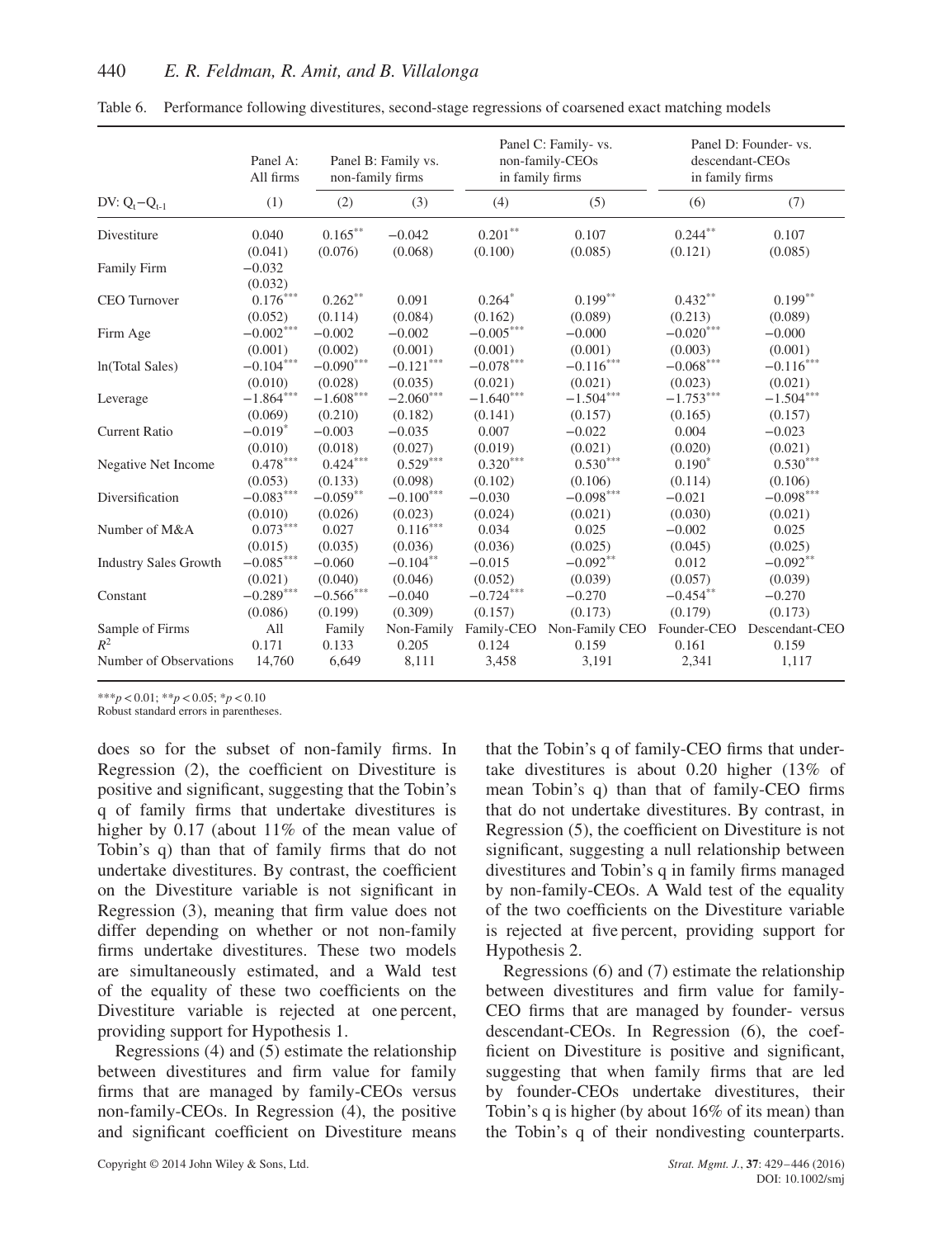Table 6. Performance following divestitures, second-stage regressions of coarsened exact matching models

| | Panel A: All firms | Panel B: Family vs. non-family firms | | Panel C: Family- vs. non-family-CEOs in family firms | | Panel D: Founder- vs. descendant-CEOs in family firms | |
|---|---|---|---|---|---|---|---|
| DV: $Q_t - Q_{t-1}$ | (1) | (2) | (3) | (4) | (5) | (6) | (7) |
| Divestiture | 0.040 | $0.165^{**}$ | −0.042 | $0.201^{**}$ | 0.107 | $0.244^{**}$ | 0.107 |
| | (0.041) | (0.076) | (0.068) | (0.100) | (0.085) | (0.121) | (0.085) |
| Family Firm | −0.032 | | | | | | |
| | (0.032) | | | | | | |
| CEO Turnover | $0.176^{***}$ | $0.262^{**}$ | 0.091 | $0.264^{*}$ | $0.199^{**}$ | $0.432^{**}$ | $0.199^{**}$ |
| | (0.052) | (0.114) | (0.084) | (0.162) | (0.089) | (0.213) | (0.089) |
| Firm Age | $-0.002^{***}$ | −0.002 | −0.002 | $-0.005^{***}$ | −0.000 | $-0.020^{***}$ | −0.000 |
| | (0.001) | (0.002) | (0.001) | (0.001) | (0.001) | (0.003) | (0.001) |
| ln(Total Sales) | $-0.104^{***}$ | $-0.090^{***}$ | $-0.121^{***}$ | $-0.078^{***}$ | $-0.116^{***}$ | $-0.068^{***}$ | $-0.116^{***}$ |
| | (0.010) | (0.028) | (0.035) | (0.021) | (0.021) | (0.023) | (0.021) |
| Leverage | $-1.864^{***}$ | $-1.608^{***}$ | $-2.060^{***}$ | $-1.640^{***}$ | $-1.504^{***}$ | $-1.753^{***}$ | $-1.504^{***}$ |
| | (0.069) | (0.210) | (0.182) | (0.141) | (0.157) | (0.165) | (0.157) |
| Current Ratio | $-0.019^{*}$ | −0.003 | −0.035 | 0.007 | −0.022 | 0.004 | −0.023 |
| | (0.010) | (0.018) | (0.027) | (0.019) | (0.021) | (0.020) | (0.021) |
| Negative Net Income | $0.478^{***}$ | $0.424^{***}$ | $0.529^{***}$ | $0.320^{***}$ | $0.530^{***}$ | $0.190^{*}$ | $0.530^{***}$ |
| | (0.053) | (0.133) | (0.098) | (0.102) | (0.106) | (0.114) | (0.106) |
| Diversification | $-0.083^{***}$ | $-0.059^{**}$ | $-0.100^{***}$ | −0.030 | $-0.098^{***}$ | −0.021 | $-0.098^{***}$ |
| | (0.010) | (0.026) | (0.023) | (0.024) | (0.021) | (0.030) | (0.021) |
| Number of M&A | $0.073^{***}$ | 0.027 | $0.116^{***}$ | 0.034 | 0.025 | −0.002 | 0.025 |
| | (0.015) | (0.035) | (0.036) | (0.036) | (0.025) | (0.045) | (0.025) |
| Industry Sales Growth | $-0.085^{***}$ | −0.060 | $-0.104^{**}$ | −0.015 | $-0.092^{**}$ | 0.012 | $-0.092^{**}$ |
| | (0.021) | (0.040) | (0.046) | (0.052) | (0.039) | (0.057) | (0.039) |
| Constant | $-0.289^{***}$ | $-0.566^{***}$ | −0.040 | $-0.724^{***}$ | −0.270 | $-0.454^{**}$ | −0.270 |
| | (0.086) | (0.199) | (0.309) | (0.157) | (0.173) | (0.179) | (0.173) |
| Sample of Firms | All | Family | Non-Family | Family-CEO | Non-Family CEO | Founder-CEO | Descendant-CEO |
| $R^2$ | 0.171 | 0.133 | 0.205 | 0.124 | 0.159 | 0.161 | 0.159 |
| Number of Observations | 14,760 | 6,649 | 8,111 | 3,458 | 3,191 | 2,341 | 1,117 |

$^{***}p < 0.01$; $^{**}p < 0.05$; $^{*}p < 0.10$
Robust standard errors in parentheses.

does so for the subset of non-family firms. In Regression (2), the coefficient on Divestiture is positive and significant, suggesting that the Tobin's q of family firms that undertake divestitures is higher by 0.17 (about 11% of the mean value of Tobin's q) than that of family firms that do not undertake divestitures. By contrast, the coefficient on the Divestiture variable is not significant in Regression (3), meaning that firm value does not differ depending on whether or not non-family firms undertake divestitures. These two models are simultaneously estimated, and a Wald test of the equality of these two coefficients on the Divestiture variable is rejected at one percent, providing support for Hypothesis 1.

Regressions (4) and (5) estimate the relationship between divestitures and firm value for family firms that are managed by family-CEOs versus non-family-CEOs. In Regression (4), the positive and significant coefficient on Divestiture means that the Tobin's q of family-CEO firms that undertake divestitures is about 0.20 higher (13% of mean Tobin's q) than that of family-CEO firms that do not undertake divestitures. By contrast, in Regression (5), the coefficient on Divestiture is not significant, suggesting a null relationship between divestitures and Tobin's q in family firms managed by non-family-CEOs. A Wald test of the equality of the two coefficients on the Divestiture variable is rejected at five percent, providing support for Hypothesis 2.

Regressions (6) and (7) estimate the relationship between divestitures and firm value for family-CEO firms that are managed by founder- versus descendant-CEOs. In Regression (6), the coefficient on Divestiture is positive and significant, suggesting that when family firms that are led by founder-CEOs undertake divestitures, their Tobin's q is higher (by about 16% of its mean) than the Tobin's q of their nondivesting counterparts.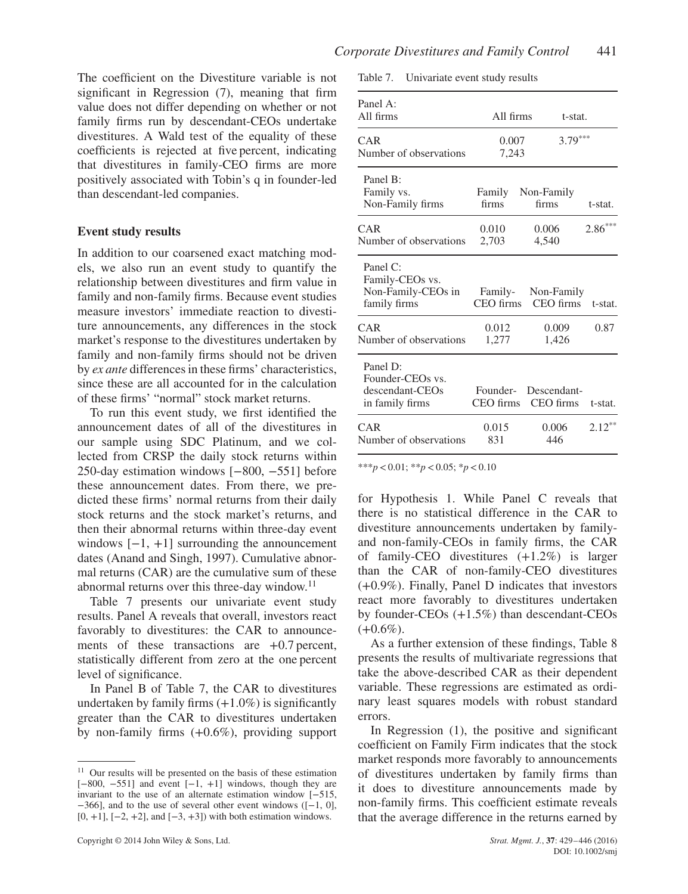The coefficient on the Divestiture variable is not significant in Regression (7), meaning that firm value does not differ depending on whether or not family firms run by descendant-CEOs undertake divestitures. A Wald test of the equality of these coefficients is rejected at five percent, indicating that divestitures in family-CEO firms are more positively associated with Tobin's q in founder-led than descendant-led companies.

### Event study results

In addition to our coarsened exact matching models, we also run an event study to quantify the relationship between divestitures and firm value in family and non-family firms. Because event studies measure investors' immediate reaction to divestiture announcements, any differences in the stock market's response to the divestitures undertaken by family and non-family firms should not be driven by *ex ante* differences in these firms' characteristics, since these are all accounted for in the calculation of these firms' "normal" stock market returns.

To run this event study, we first identified the announcement dates of all of the divestitures in our sample using SDC Platinum, and we collected from CRSP the daily stock returns within 250-day estimation windows [−800, −551] before these announcement dates. From there, we predicted these firms' normal returns from their daily stock returns and the stock market's returns, and then their abnormal returns within three-day event windows [−1, +1] surrounding the announcement dates (Anand and Singh, 1997). Cumulative abnormal returns (CAR) are the cumulative sum of these abnormal returns over this three-day window.[11]

Table 7 presents our univariate event study results. Panel A reveals that overall, investors react favorably to divestitures: the CAR to announcements of these transactions are +0.7 percent, statistically different from zero at the one percent level of significance.

In Panel B of Table 7, the CAR to divestitures undertaken by family firms (+1.0%) is significantly greater than the CAR to divestitures undertaken by non-family firms (+0.6%), providing support for Hypothesis 1. While Panel C reveals that there is no statistical difference in the CAR to divestiture announcements undertaken by family- and non-family-CEOs in family firms, the CAR of family-CEO divestitures (+1.2%) is larger than the CAR of non-family-CEO divestitures (+0.9%). Finally, Panel D indicates that investors react more favorably to divestitures undertaken by founder-CEOs (+1.5%) than descendant-CEOs (+0.6%).

As a further extension of these findings, Table 8 presents the results of multivariate regressions that take the above-described CAR as their dependent variable. These regressions are estimated as ordinary least squares models with robust standard errors.

In Regression (1), the positive and significant coefficient on Family Firm indicates that the stock market responds more favorably to announcements of divestitures undertaken by family firms than it does to divestiture announcements made by non-family firms. This coefficient estimate reveals that the average difference in the returns earned by

Table 7. Univariate event study results

| Panel A: All firms | All firms | | t-stat. |
|---|---|---|---|
| CAR | 0.007 | | $3.79^{***}$ |
| Number of observations | 7,243 | | |
| **Panel B: Family vs. Non-Family firms** | **Family firms** | **Non-Family firms** | **t-stat.** |
| CAR | 0.010 | 0.006 | $2.86^{***}$ |
| Number of observations | 2,703 | 4,540 | |
| **Panel C: Family-CEOs vs. Non-Family-CEOs in family firms** | **Family-CEO firms** | **Non-Family CEO firms** | **t-stat.** |
| CAR | 0.012 | 0.009 | 0.87 |
| Number of observations | 1,277 | 1,426 | |
| **Panel D: Founder-CEOs vs. descendant-CEOs in family firms** | **Founder-CEO firms** | **Descendant-CEO firms** | **t-stat.** |
| CAR | 0.015 | 0.006 | $2.12^{**}$ |
| Number of observations | 831 | 446 | |

$^{***}p < 0.01$; $^{**}p < 0.05$; $^{*}p < 0.10$

[11] Our results will be presented on the basis of these estimation [−800, −551] and event [−1, +1] windows, though they are invariant to the use of an alternate estimation window [−515, −366], and to the use of several other event windows ([−1, 0], [0, +1], [−2, +2], and [−3, +3]) with both estimation windows.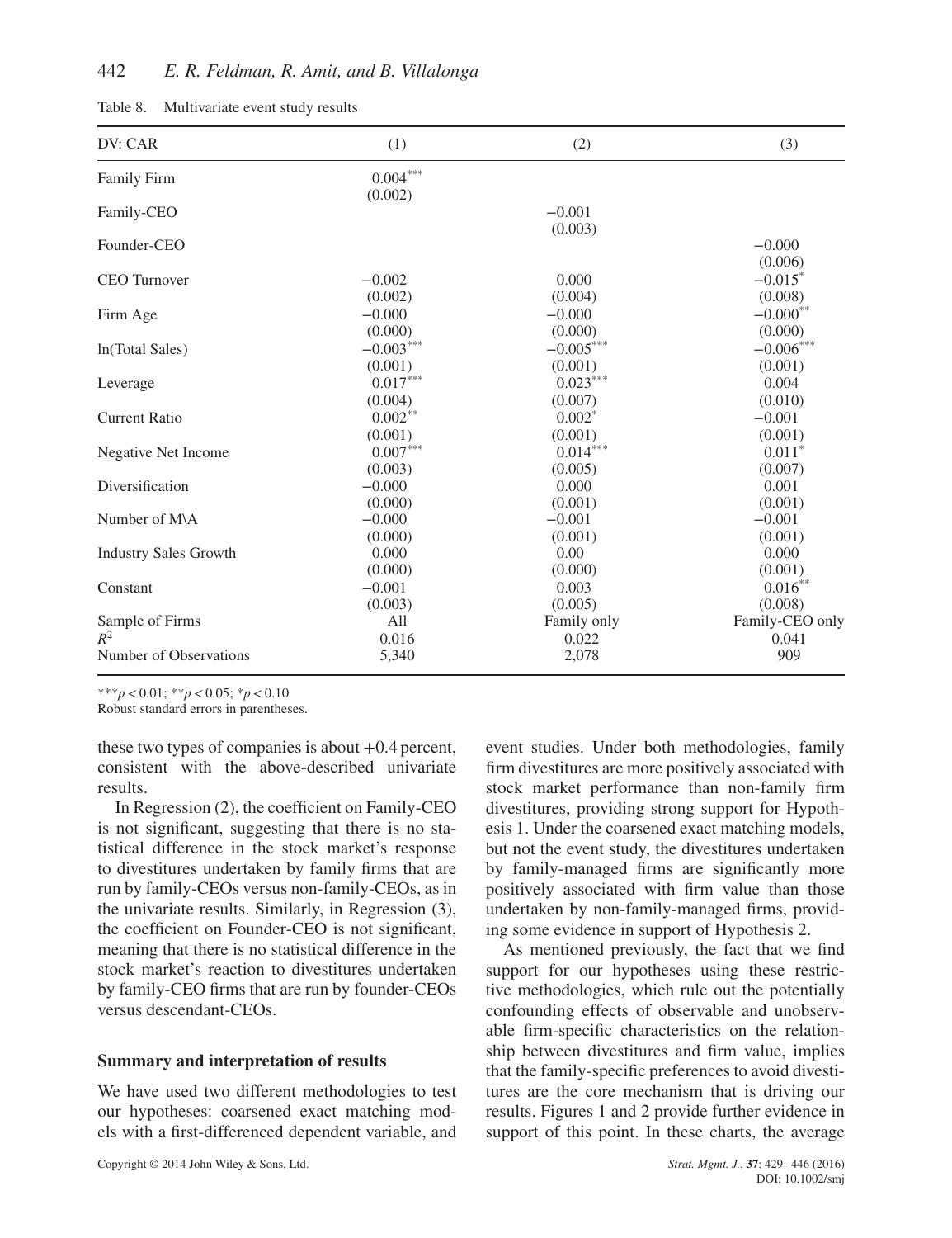Table 8. Multivariate event study results

| DV: CAR | (1) | (2) | (3) |
|---|---|---|---|
| Family Firm | 0.004*** | | |
| | (0.002) | | |
| Family-CEO | | −0.001 | |
| | | (0.003) | |
| Founder-CEO | | | −0.000 |
| | | | (0.006) |
| CEO Turnover | −0.002 | 0.000 | −0.015* |
| | (0.002) | (0.004) | (0.008) |
| Firm Age | −0.000 | −0.000 | −0.000** |
| | (0.000) | (0.000) | (0.000) |
| ln(Total Sales) | −0.003*** | −0.005*** | −0.006*** |
| | (0.001) | (0.001) | (0.001) |
| Leverage | 0.017*** | 0.023*** | 0.004 |
| | (0.004) | (0.007) | (0.010) |
| Current Ratio | 0.002** | 0.002* | −0.001 |
| | (0.001) | (0.001) | (0.001) |
| Negative Net Income | 0.007*** | 0.014*** | 0.011* |
| | (0.003) | (0.005) | (0.007) |
| Diversification | −0.000 | 0.000 | 0.001 |
| | (0.000) | (0.001) | (0.001) |
| Number of M\A | −0.000 | −0.001 | −0.001 |
| | (0.000) | (0.001) | (0.001) |
| Industry Sales Growth | 0.000 | 0.00 | 0.000 |
| | (0.000) | (0.000) | (0.001) |
| Constant | −0.001 | 0.003 | 0.016** |
| | (0.003) | (0.005) | (0.008) |
| Sample of Firms | All | Family only | Family-CEO only |
| $R^2$ | 0.016 | 0.022 | 0.041 |
| Number of Observations | 5,340 | 2,078 | 909 |

***$p < 0.01$; **$p < 0.05$; *$p < 0.10$
Robust standard errors in parentheses.

these two types of companies is about +0.4 percent, consistent with the above-described univariate results.

In Regression (2), the coefficient on Family-CEO is not significant, suggesting that there is no statistical difference in the stock market's response to divestitures undertaken by family firms that are run by family-CEOs versus non-family-CEOs, as in the univariate results. Similarly, in Regression (3), the coefficient on Founder-CEO is not significant, meaning that there is no statistical difference in the stock market's reaction to divestitures undertaken by family-CEO firms that are run by founder-CEOs versus descendant-CEOs.

## Summary and interpretation of results

We have used two different methodologies to test our hypotheses: coarsened exact matching models with a first-differenced dependent variable, and event studies. Under both methodologies, family firm divestitures are more positively associated with stock market performance than non-family firm divestitures, providing strong support for Hypothesis 1. Under the coarsened exact matching models, but not the event study, the divestitures undertaken by family-managed firms are significantly more positively associated with firm value than those undertaken by non-family-managed firms, providing some evidence in support of Hypothesis 2.

As mentioned previously, the fact that we find support for our hypotheses using these restrictive methodologies, which rule out the potentially confounding effects of observable and unobservable firm-specific characteristics on the relationship between divestitures and firm value, implies that the family-specific preferences to avoid divestitures are the core mechanism that is driving our results. Figures 1 and 2 provide further evidence in support of this point. In these charts, the average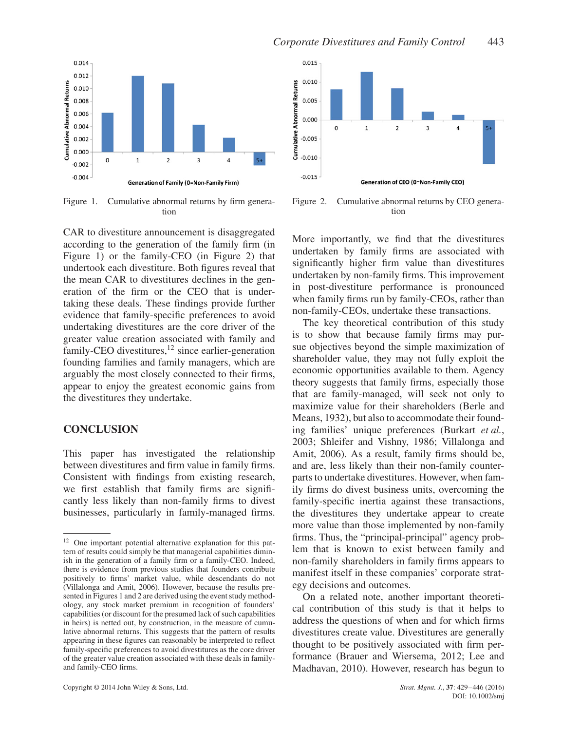Figure 1. Cumulative abnormal returns by firm generation

Figure 2. Cumulative abnormal returns by CEO generation

CAR to divestiture announcement is disaggregated according to the generation of the family firm (in Figure 1) or the family-CEO (in Figure 2) that undertook each divestiture. Both figures reveal that the mean CAR to divestitures declines in the generation of the firm or the CEO that is undertaking these deals. These findings provide further evidence that family-specific preferences to avoid undertaking divestitures are the core driver of the greater value creation associated with family and family-CEO divestitures,[12] since earlier-generation founding families and family managers, which are arguably the most closely connected to their firms, appear to enjoy the greatest economic gains from the divestitures they undertake.

## CONCLUSION

This paper has investigated the relationship between divestitures and firm value in family firms. Consistent with findings from existing research, we first establish that family firms are significantly less likely than non-family firms to divest businesses, particularly in family-managed firms. More importantly, we find that the divestitures undertaken by family firms are associated with significantly higher firm value than divestitures undertaken by non-family firms. This improvement in post-divestiture performance is pronounced when family firms run by family-CEOs, rather than non-family-CEOs, undertake these transactions.

The key theoretical contribution of this study is to show that because family firms may pursue objectives beyond the simple maximization of shareholder value, they may not fully exploit the economic opportunities available to them. Agency theory suggests that family firms, especially those that are family-managed, will seek not only to maximize value for their shareholders (Berle and Means, 1932), but also to accommodate their founding families' unique preferences (Burkart *et al.*, 2003; Shleifer and Vishny, 1986; Villalonga and Amit, 2006). As a result, family firms should be, and are, less likely than their non-family counterparts to undertake divestitures. However, when family firms do divest business units, overcoming the family-specific inertia against these transactions, the divestitures they undertake appear to create more value than those implemented by non-family firms. Thus, the "principal-principal" agency problem that is known to exist between family and non-family shareholders in family firms appears to manifest itself in these companies' corporate strategy decisions and outcomes.

On a related note, another important theoretical contribution of this study is that it helps to address the questions of when and for which firms divestitures create value. Divestitures are generally thought to be positively associated with firm performance (Brauer and Wiersema, 2012; Lee and Madhavan, 2010). However, research has begun to

---

[12] One important potential alternative explanation for this pattern of results could simply be that managerial capabilities diminish in the generation of a family firm or a family-CEO. Indeed, there is evidence from previous studies that founders contribute positively to firms' market value, while descendants do not (Villalonga and Amit, 2006). However, because the results presented in Figures 1 and 2 are derived using the event study methodology, any stock market premium in recognition of founders' capabilities (or discount for the presumed lack of such capabilities in heirs) is netted out, by construction, in the measure of cumulative abnormal returns. This suggests that the pattern of results appearing in these figures can reasonably be interpreted to reflect family-specific preferences to avoid divestitures as the core driver of the greater value creation associated with these deals in family- and family-CEO firms.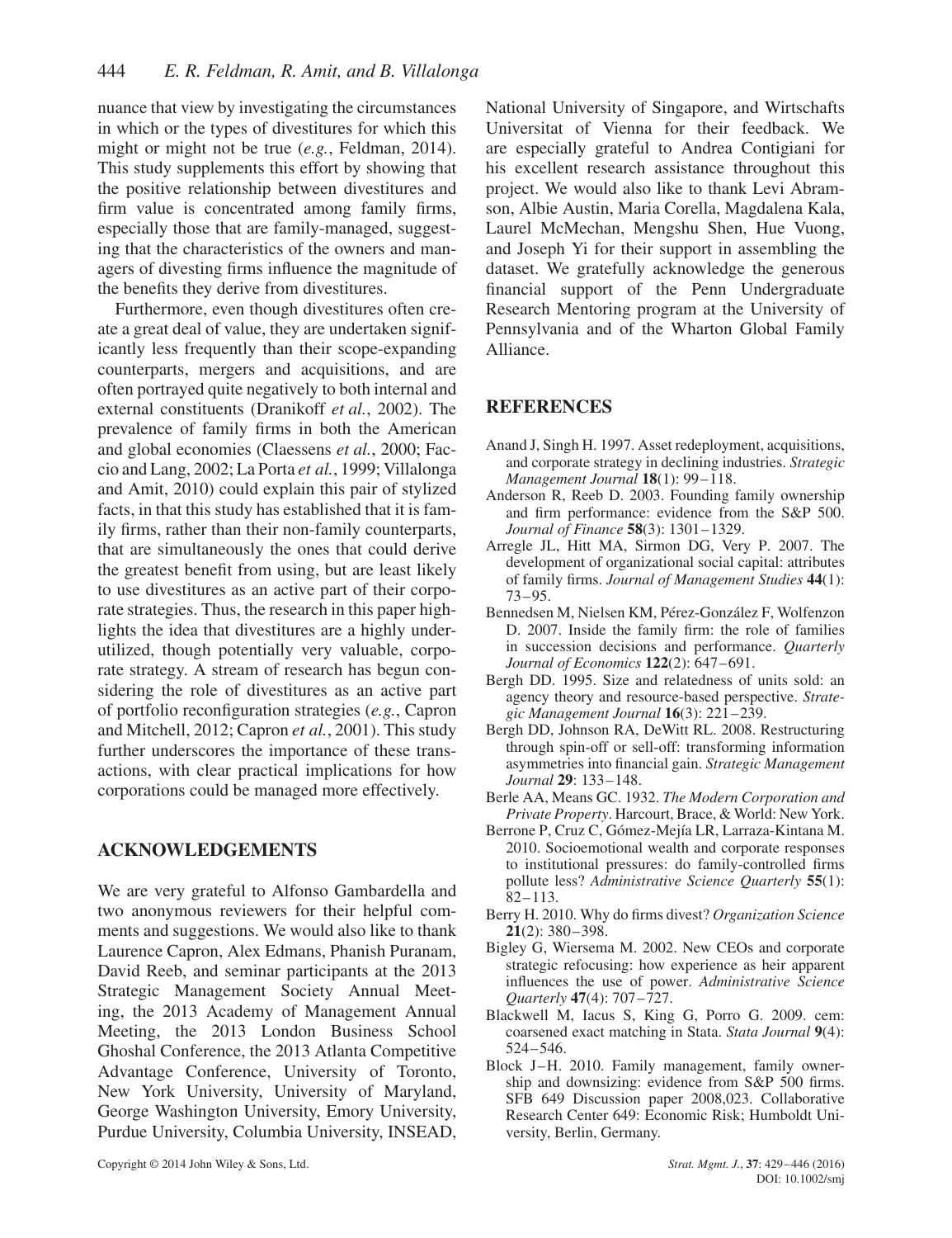nuance that view by investigating the circumstances in which or the types of divestitures for which this might or might not be true (*e.g.*, Feldman, 2014). This study supplements this effort by showing that the positive relationship between divestitures and firm value is concentrated among family firms, especially those that are family-managed, suggesting that the characteristics of the owners and managers of divesting firms influence the magnitude of the benefits they derive from divestitures.

Furthermore, even though divestitures often create a great deal of value, they are undertaken significantly less frequently than their scope-expanding counterparts, mergers and acquisitions, and are often portrayed quite negatively to both internal and external constituents (Dranikoff *et al.*, 2002). The prevalence of family firms in both the American and global economies (Claessens *et al.*, 2000; Faccio and Lang, 2002; La Porta *et al.*, 1999; Villalonga and Amit, 2010) could explain this pair of stylized facts, in that this study has established that it is family firms, rather than their non-family counterparts, that are simultaneously the ones that could derive the greatest benefit from using, but are least likely to use divestitures as an active part of their corporate strategies. Thus, the research in this paper highlights the idea that divestitures are a highly underutilized, though potentially very valuable, corporate strategy. A stream of research has begun considering the role of divestitures as an active part of portfolio reconfiguration strategies (*e.g.*, Capron and Mitchell, 2012; Capron *et al.*, 2001). This study further underscores the importance of these transactions, with clear practical implications for how corporations could be managed more effectively.

## ACKNOWLEDGEMENTS

We are very grateful to Alfonso Gambardella and two anonymous reviewers for their helpful comments and suggestions. We would also like to thank Laurence Capron, Alex Edmans, Phanish Puranam, David Reeb, and seminar participants at the 2013 Strategic Management Society Annual Meeting, the 2013 Academy of Management Annual Meeting, the 2013 London Business School Ghoshal Conference, the 2013 Atlanta Competitive Advantage Conference, University of Toronto, New York University, University of Maryland, George Washington University, Emory University, Purdue University, Columbia University, INSEAD, National University of Singapore, and Wirtschafts Universitat of Vienna for their feedback. We are especially grateful to Andrea Contigiani for his excellent research assistance throughout this project. We would also like to thank Levi Abramson, Albie Austin, Maria Corella, Magdalena Kala, Laurel McMechan, Mengshu Shen, Hue Vuong, and Joseph Yi for their support in assembling the dataset. We gratefully acknowledge the generous financial support of the Penn Undergraduate Research Mentoring program at the University of Pennsylvania and of the Wharton Global Family Alliance.

## REFERENCES

Anand J, Singh H. 1997. Asset redeployment, acquisitions, and corporate strategy in declining industries. *Strategic Management Journal* **18**(1): 99–118.

Anderson R, Reeb D. 2003. Founding family ownership and firm performance: evidence from the S&P 500. *Journal of Finance* **58**(3): 1301–1329.

Arregle JL, Hitt MA, Sirmon DG, Very P. 2007. The development of organizational social capital: attributes of family firms. *Journal of Management Studies* **44**(1): 73–95.

Bennedsen M, Nielsen KM, Pérez-González F, Wolfenzon D. 2007. Inside the family firm: the role of families in succession decisions and performance. *Quarterly Journal of Economics* **122**(2): 647–691.

Bergh DD. 1995. Size and relatedness of units sold: an agency theory and resource-based perspective. *Strategic Management Journal* **16**(3): 221–239.

Bergh DD, Johnson RA, DeWitt RL. 2008. Restructuring through spin-off or sell-off: transforming information asymmetries into financial gain. *Strategic Management Journal* **29**: 133–148.

Berle AA, Means GC. 1932. *The Modern Corporation and Private Property*. Harcourt, Brace, & World: New York.

Berrone P, Cruz C, Gómez-Mejía LR, Larraza-Kintana M. 2010. Socioemotional wealth and corporate responses to institutional pressures: do family-controlled firms pollute less? *Administrative Science Quarterly* **55**(1): 82–113.

Berry H. 2010. Why do firms divest? *Organization Science* **21**(2): 380–398.

Bigley G, Wiersema M. 2002. New CEOs and corporate strategic refocusing: how experience as heir apparent influences the use of power. *Administrative Science Quarterly* **47**(4): 707–727.

Blackwell M, Iacus S, King G, Porro G. 2009. cem: coarsened exact matching in Stata. *Stata Journal* **9**(4): 524–546.

Block J–H. 2010. Family management, family ownership and downsizing: evidence from S&P 500 firms. SFB 649 Discussion paper 2008,023. Collaborative Research Center 649: Economic Risk; Humboldt University, Berlin, Germany.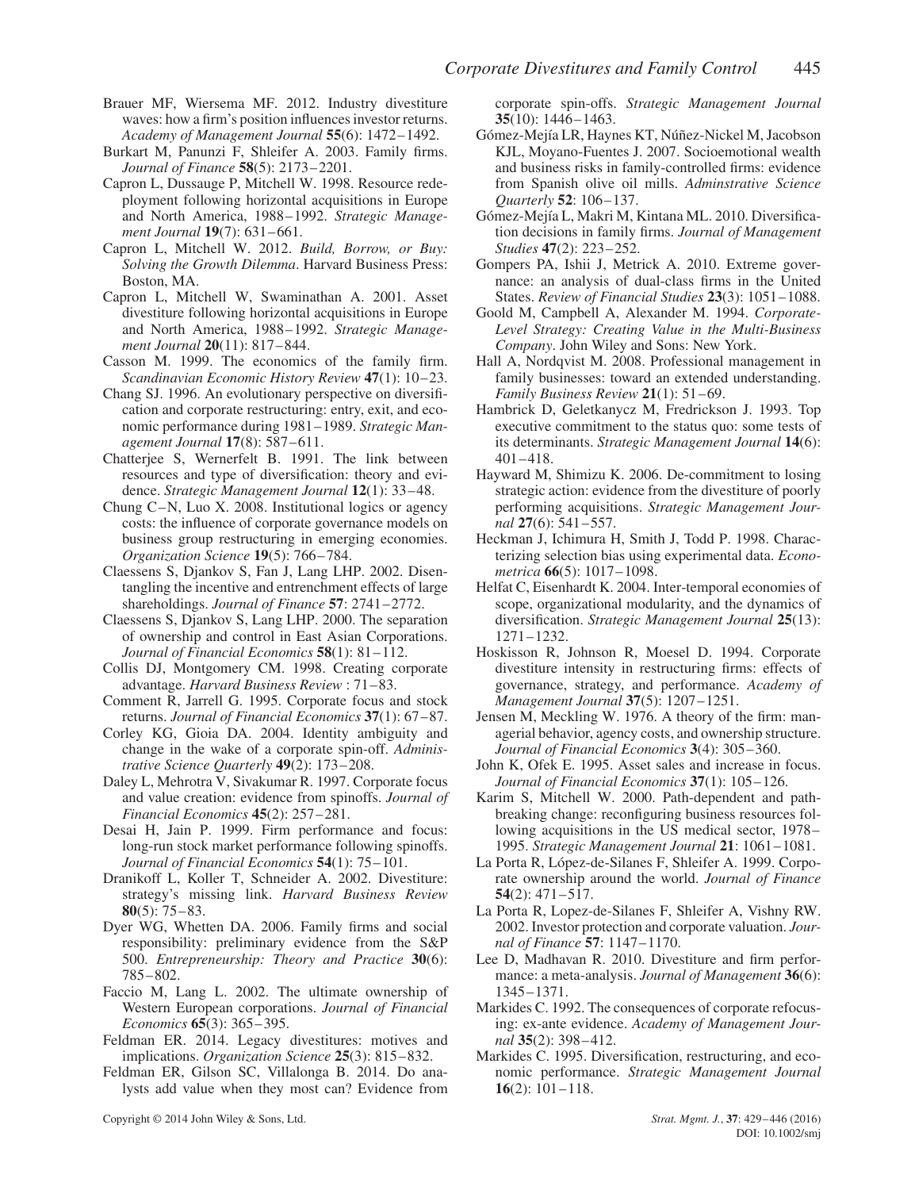Brauer MF, Wiersema MF. 2012. Industry divestiture waves: how a firm's position influences investor returns. *Academy of Management Journal* **55**(6): 1472–1492.

Burkart M, Panunzi F, Shleifer A. 2003. Family firms. *Journal of Finance* **58**(5): 2173–2201.

Capron L, Dussauge P, Mitchell W. 1998. Resource redeployment following horizontal acquisitions in Europe and North America, 1988–1992. *Strategic Management Journal* **19**(7): 631–661.

Capron L, Mitchell W. 2012. *Build, Borrow, or Buy: Solving the Growth Dilemma*. Harvard Business Press: Boston, MA.

Capron L, Mitchell W, Swaminathan A. 2001. Asset divestiture following horizontal acquisitions in Europe and North America, 1988–1992. *Strategic Management Journal* **20**(11): 817–844.

Casson M. 1999. The economics of the family firm. *Scandinavian Economic History Review* **47**(1): 10–23.

Chang SJ. 1996. An evolutionary perspective on diversification and corporate restructuring: entry, exit, and economic performance during 1981–1989. *Strategic Management Journal* **17**(8): 587–611.

Chatterjee S, Wernerfelt B. 1991. The link between resources and type of diversification: theory and evidence. *Strategic Management Journal* **12**(1): 33–48.

Chung C–N, Luo X. 2008. Institutional logics or agency costs: the influence of corporate governance models on business group restructuring in emerging economies. *Organization Science* **19**(5): 766–784.

Claessens S, Djankov S, Fan J, Lang LHP. 2002. Disentangling the incentive and entrenchment effects of large shareholdings. *Journal of Finance* **57**: 2741–2772.

Claessens S, Djankov S, Lang LHP. 2000. The separation of ownership and control in East Asian Corporations. *Journal of Financial Economics* **58**(1): 81–112.

Collis DJ, Montgomery CM. 1998. Creating corporate advantage. *Harvard Business Review* : 71–83.

Comment R, Jarrell G. 1995. Corporate focus and stock returns. *Journal of Financial Economics* **37**(1): 67–87.

Corley KG, Gioia DA. 2004. Identity ambiguity and change in the wake of a corporate spin-off. *Administrative Science Quarterly* **49**(2): 173–208.

Daley L, Mehrotra V, Sivakumar R. 1997. Corporate focus and value creation: evidence from spinoffs. *Journal of Financial Economics* **45**(2): 257–281.

Desai H, Jain P. 1999. Firm performance and focus: long-run stock market performance following spinoffs. *Journal of Financial Economics* **54**(1): 75–101.

Dranikoff L, Koller T, Schneider A. 2002. Divestiture: strategy's missing link. *Harvard Business Review* **80**(5): 75–83.

Dyer WG, Whetten DA. 2006. Family firms and social responsibility: preliminary evidence from the S&P 500. *Entrepreneurship: Theory and Practice* **30**(6): 785–802.

Faccio M, Lang L. 2002. The ultimate ownership of Western European corporations. *Journal of Financial Economics* **65**(3): 365–395.

Feldman ER. 2014. Legacy divestitures: motives and implications. *Organization Science* **25**(3): 815–832.

Feldman ER, Gilson SC, Villalonga B. 2014. Do analysts add value when they most can? Evidence from corporate spin-offs. *Strategic Management Journal* **35**(10): 1446–1463.

Gómez-Mejía LR, Haynes KT, Núñez-Nickel M, Jacobson KJL, Moyano-Fuentes J. 2007. Socioemotional wealth and business risks in family-controlled firms: evidence from Spanish olive oil mills. *Adminstrative Science Quarterly* **52**: 106–137.

Gómez-Mejía L, Makri M, Kintana ML. 2010. Diversification decisions in family firms. *Journal of Management Studies* **47**(2): 223–252.

Gompers PA, Ishii J, Metrick A. 2010. Extreme governance: an analysis of dual-class firms in the United States. *Review of Financial Studies* **23**(3): 1051–1088.

Goold M, Campbell A, Alexander M. 1994. *Corporate-Level Strategy: Creating Value in the Multi-Business Company*. John Wiley and Sons: New York.

Hall A, Nordqvist M. 2008. Professional management in family businesses: toward an extended understanding. *Family Business Review* **21**(1): 51–69.

Hambrick D, Geletkanycz M, Fredrickson J. 1993. Top executive commitment to the status quo: some tests of its determinants. *Strategic Management Journal* **14**(6): 401–418.

Hayward M, Shimizu K. 2006. De-commitment to losing strategic action: evidence from the divestiture of poorly performing acquisitions. *Strategic Management Journal* **27**(6): 541–557.

Heckman J, Ichimura H, Smith J, Todd P. 1998. Characterizing selection bias using experimental data. *Econometrica* **66**(5): 1017–1098.

Helfat C, Eisenhardt K. 2004. Inter-temporal economies of scope, organizational modularity, and the dynamics of diversification. *Strategic Management Journal* **25**(13): 1271–1232.

Hoskisson R, Johnson R, Moesel D. 1994. Corporate divestiture intensity in restructuring firms: effects of governance, strategy, and performance. *Academy of Management Journal* **37**(5): 1207–1251.

Jensen M, Meckling W. 1976. A theory of the firm: managerial behavior, agency costs, and ownership structure. *Journal of Financial Economics* **3**(4): 305–360.

John K, Ofek E. 1995. Asset sales and increase in focus. *Journal of Financial Economics* **37**(1): 105–126.

Karim S, Mitchell W. 2000. Path-dependent and path-breaking change: reconfiguring business resources following acquisitions in the US medical sector, 1978–1995. *Strategic Management Journal* **21**: 1061–1081.

La Porta R, López-de-Silanes F, Shleifer A. 1999. Corporate ownership around the world. *Journal of Finance* **54**(2): 471–517.

La Porta R, Lopez-de-Silanes F, Shleifer A, Vishny RW. 2002. Investor protection and corporate valuation. *Journal of Finance* **57**: 1147–1170.

Lee D, Madhavan R. 2010. Divestiture and firm performance: a meta-analysis. *Journal of Management* **36**(6): 1345–1371.

Markides C. 1992. The consequences of corporate refocusing: ex-ante evidence. *Academy of Management Journal* **35**(2): 398–412.

Markides C. 1995. Diversification, restructuring, and economic performance. *Strategic Management Journal* **16**(2): 101–118.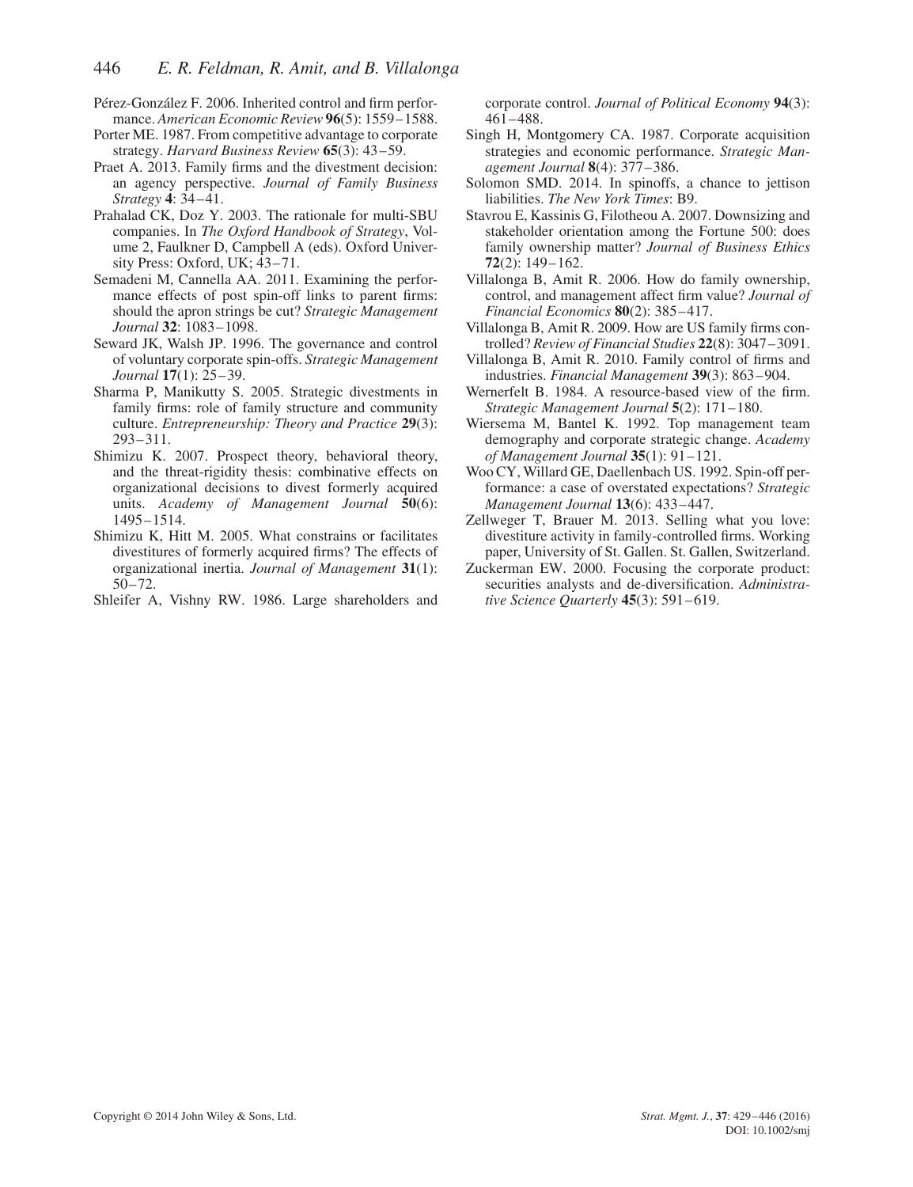Pérez-González F. 2006. Inherited control and firm performance. *American Economic Review* **96**(5): 1559–1588.

Porter ME. 1987. From competitive advantage to corporate strategy. *Harvard Business Review* **65**(3): 43–59.

Praet A. 2013. Family firms and the divestment decision: an agency perspective. *Journal of Family Business Strategy* **4**: 34–41.

Prahalad CK, Doz Y. 2003. The rationale for multi-SBU companies. In *The Oxford Handbook of Strategy*, Volume 2, Faulkner D, Campbell A (eds). Oxford University Press: Oxford, UK; 43–71.

Semadeni M, Cannella AA. 2011. Examining the performance effects of post spin-off links to parent firms: should the apron strings be cut? *Strategic Management Journal* **32**: 1083–1098.

Seward JK, Walsh JP. 1996. The governance and control of voluntary corporate spin-offs. *Strategic Management Journal* **17**(1): 25–39.

Sharma P, Manikutty S. 2005. Strategic divestments in family firms: role of family structure and community culture. *Entrepreneurship: Theory and Practice* **29**(3): 293–311.

Shimizu K. 2007. Prospect theory, behavioral theory, and the threat-rigidity thesis: combinative effects on organizational decisions to divest formerly acquired units. *Academy of Management Journal* **50**(6): 1495–1514.

Shimizu K, Hitt M. 2005. What constrains or facilitates divestitures of formerly acquired firms? The effects of organizational inertia. *Journal of Management* **31**(1): 50–72.

Shleifer A, Vishny RW. 1986. Large shareholders and corporate control. *Journal of Political Economy* **94**(3): 461–488.

Singh H, Montgomery CA. 1987. Corporate acquisition strategies and economic performance. *Strategic Management Journal* **8**(4): 377–386.

Solomon SMD. 2014. In spinoffs, a chance to jettison liabilities. *The New York Times*: B9.

Stavrou E, Kassinis G, Filotheou A. 2007. Downsizing and stakeholder orientation among the Fortune 500: does family ownership matter? *Journal of Business Ethics* **72**(2): 149–162.

Villalonga B, Amit R. 2006. How do family ownership, control, and management affect firm value? *Journal of Financial Economics* **80**(2): 385–417.

Villalonga B, Amit R. 2009. How are US family firms controlled? *Review of Financial Studies* **22**(8): 3047–3091.

Villalonga B, Amit R. 2010. Family control of firms and industries. *Financial Management* **39**(3): 863–904.

Wernerfelt B. 1984. A resource-based view of the firm. *Strategic Management Journal* **5**(2): 171–180.

Wiersema M, Bantel K. 1992. Top management team demography and corporate strategic change. *Academy of Management Journal* **35**(1): 91–121.

Woo CY, Willard GE, Daellenbach US. 1992. Spin-off performance: a case of overstated expectations? *Strategic Management Journal* **13**(6): 433–447.

Zellweger T, Brauer M. 2013. Selling what you love: divestiture activity in family-controlled firms. Working paper, University of St. Gallen. St. Gallen, Switzerland.

Zuckerman EW. 2000. Focusing the corporate product: securities analysts and de-diversification. *Administrative Science Quarterly* **45**(3): 591–619.